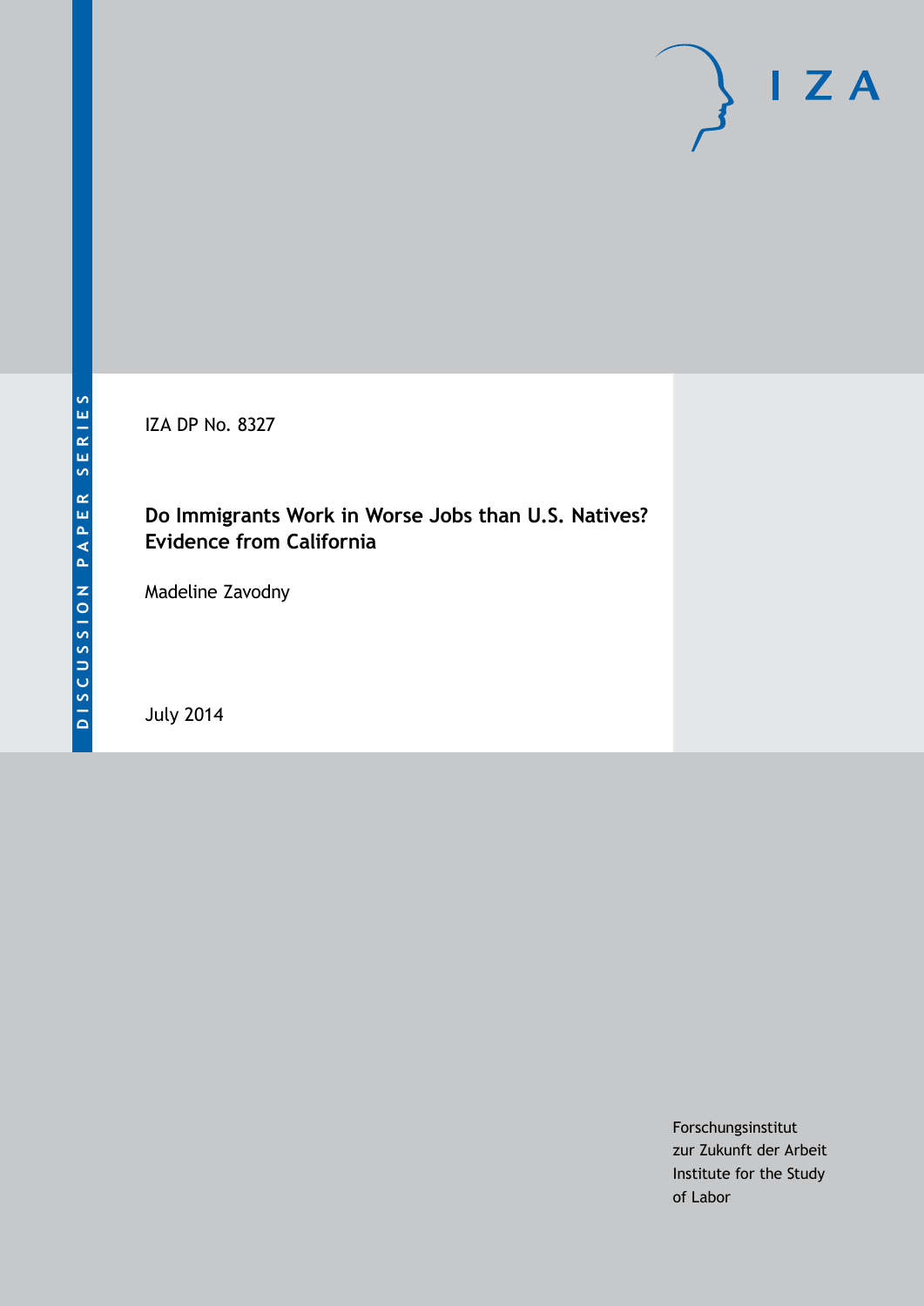DISCUSSION PAPER SERIES

IZA

IZA DP No. 8327

# Do Immigrants Work in Worse Jobs than U.S. Natives? Evidence from California

Madeline Zavodny

July 2014

Forschungsinstitut
zur Zukunft der Arbeit
Institute for the Study
of Labor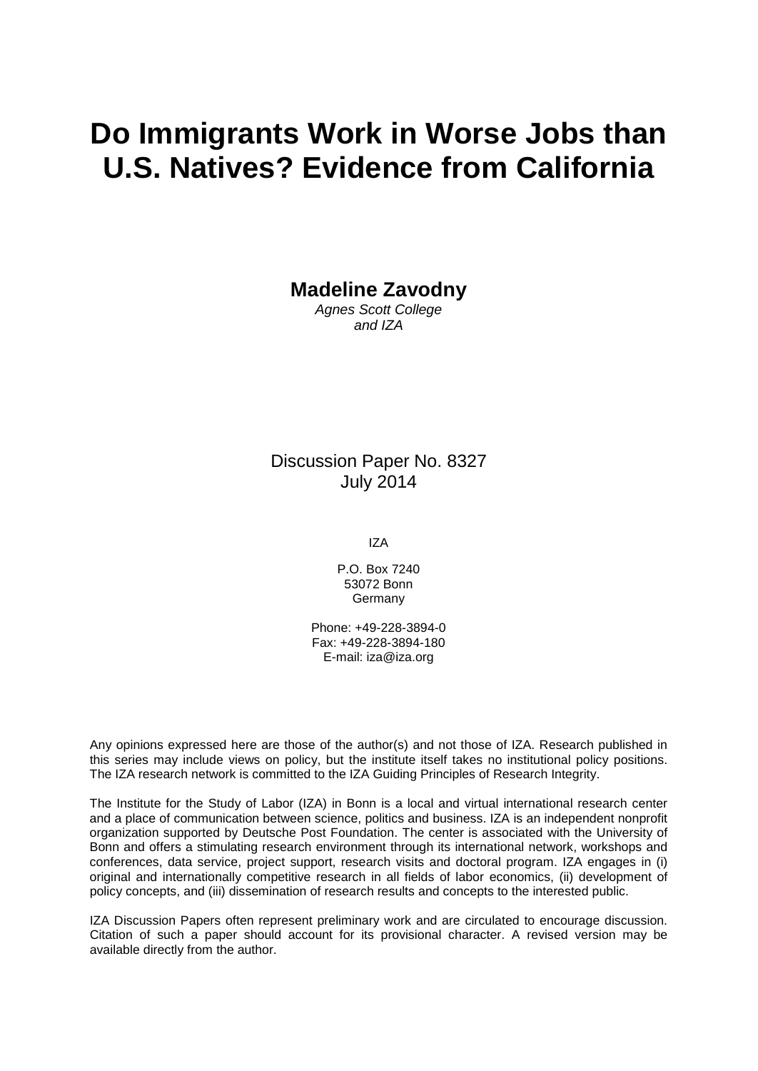# Do Immigrants Work in Worse Jobs than U.S. Natives? Evidence from California

**Madeline Zavodny**

*Agnes Scott College*
*and IZA*

Discussion Paper No. 8327
July 2014

IZA

P.O. Box 7240
53072 Bonn
Germany

Phone: +49-228-3894-0
Fax: +49-228-3894-180
E-mail: iza@iza.org

Any opinions expressed here are those of the author(s) and not those of IZA. Research published in this series may include views on policy, but the institute itself takes no institutional policy positions. The IZA research network is committed to the IZA Guiding Principles of Research Integrity.

The Institute for the Study of Labor (IZA) in Bonn is a local and virtual international research center and a place of communication between science, politics and business. IZA is an independent nonprofit organization supported by Deutsche Post Foundation. The center is associated with the University of Bonn and offers a stimulating research environment through its international network, workshops and conferences, data service, project support, research visits and doctoral program. IZA engages in (i) original and internationally competitive research in all fields of labor economics, (ii) development of policy concepts, and (iii) dissemination of research results and concepts to the interested public.

IZA Discussion Papers often represent preliminary work and are circulated to encourage discussion. Citation of such a paper should account for its provisional character. A revised version may be available directly from the author.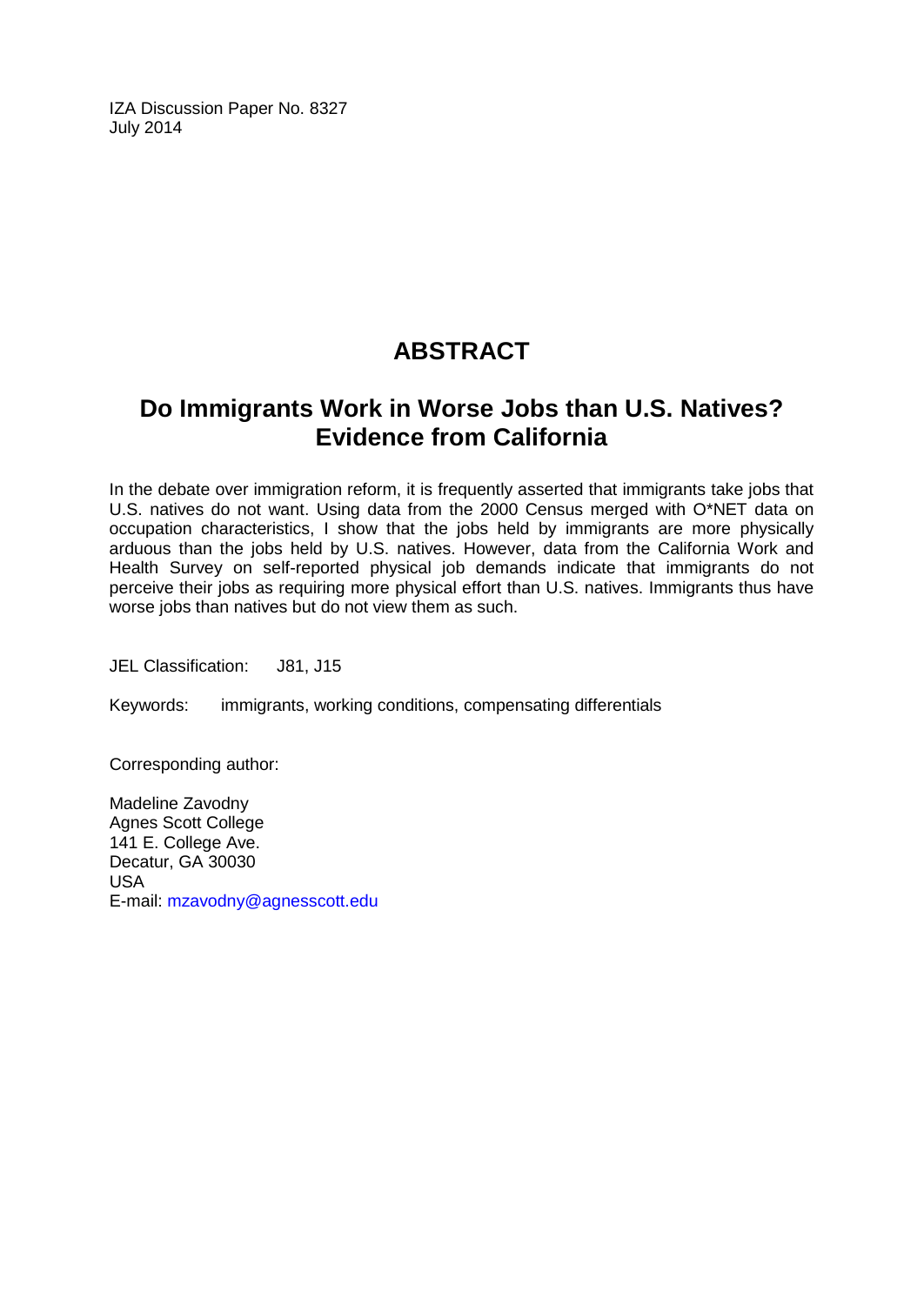IZA Discussion Paper No. 8327
July 2014

# ABSTRACT

## Do Immigrants Work in Worse Jobs than U.S. Natives? Evidence from California

In the debate over immigration reform, it is frequently asserted that immigrants take jobs that U.S. natives do not want. Using data from the 2000 Census merged with O*NET data on occupation characteristics, I show that the jobs held by immigrants are more physically arduous than the jobs held by U.S. natives. However, data from the California Work and Health Survey on self-reported physical job demands indicate that immigrants do not perceive their jobs as requiring more physical effort than U.S. natives. Immigrants thus have worse jobs than natives but do not view them as such.

JEL Classification: J81, J15

Keywords: immigrants, working conditions, compensating differentials

Corresponding author:

Madeline Zavodny
Agnes Scott College
141 E. College Ave.
Decatur, GA 30030
USA
E-mail: mzavodny@agnesscott.edu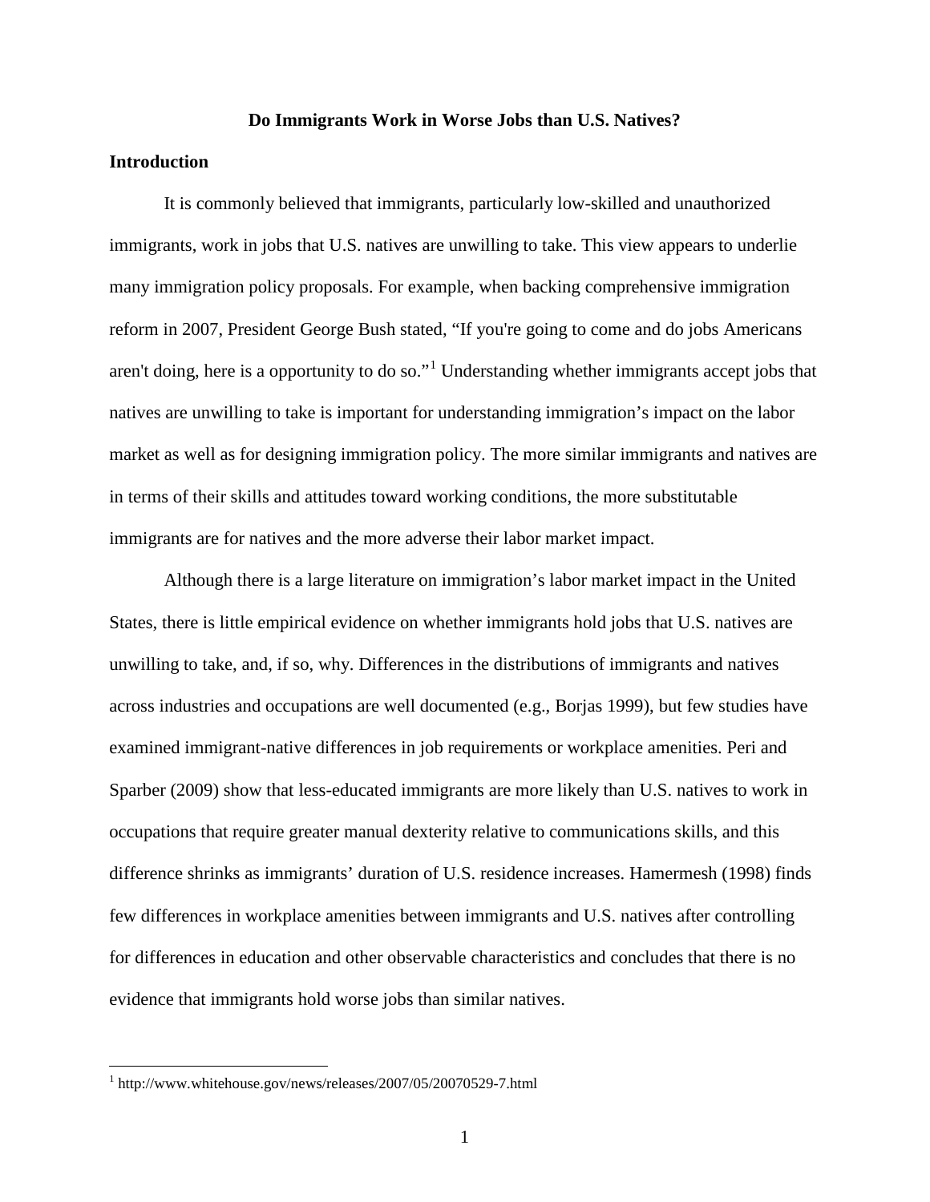# Do Immigrants Work in Worse Jobs than U.S. Natives?

## Introduction

It is commonly believed that immigrants, particularly low-skilled and unauthorized immigrants, work in jobs that U.S. natives are unwilling to take. This view appears to underlie many immigration policy proposals. For example, when backing comprehensive immigration reform in 2007, President George Bush stated, "If you're going to come and do jobs Americans aren't doing, here is a opportunity to do so."[1] Understanding whether immigrants accept jobs that natives are unwilling to take is important for understanding immigration's impact on the labor market as well as for designing immigration policy. The more similar immigrants and natives are in terms of their skills and attitudes toward working conditions, the more substitutable immigrants are for natives and the more adverse their labor market impact.

Although there is a large literature on immigration's labor market impact in the United States, there is little empirical evidence on whether immigrants hold jobs that U.S. natives are unwilling to take, and, if so, why. Differences in the distributions of immigrants and natives across industries and occupations are well documented (e.g., Borjas 1999), but few studies have examined immigrant-native differences in job requirements or workplace amenities. Peri and Sparber (2009) show that less-educated immigrants are more likely than U.S. natives to work in occupations that require greater manual dexterity relative to communications skills, and this difference shrinks as immigrants' duration of U.S. residence increases. Hamermesh (1998) finds few differences in workplace amenities between immigrants and U.S. natives after controlling for differences in education and other observable characteristics and concludes that there is no evidence that immigrants hold worse jobs than similar natives.

---

[1] http://www.whitehouse.gov/news/releases/2007/05/20070529-7.html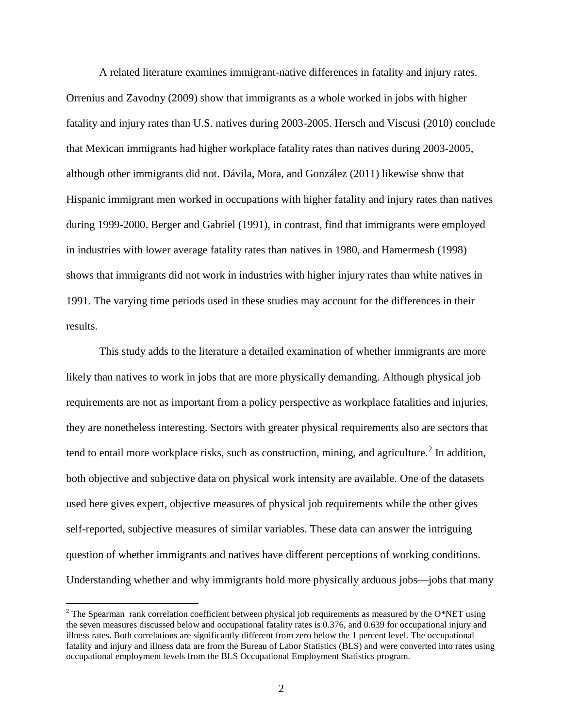A related literature examines immigrant-native differences in fatality and injury rates. Orrenius and Zavodny (2009) show that immigrants as a whole worked in jobs with higher fatality and injury rates than U.S. natives during 2003-2005. Hersch and Viscusi (2010) conclude that Mexican immigrants had higher workplace fatality rates than natives during 2003-2005, although other immigrants did not. Dávila, Mora, and González (2011) likewise show that Hispanic immigrant men worked in occupations with higher fatality and injury rates than natives during 1999-2000. Berger and Gabriel (1991), in contrast, find that immigrants were employed in industries with lower average fatality rates than natives in 1980, and Hamermesh (1998) shows that immigrants did not work in industries with higher injury rates than white natives in 1991. The varying time periods used in these studies may account for the differences in their results.

This study adds to the literature a detailed examination of whether immigrants are more likely than natives to work in jobs that are more physically demanding. Although physical job requirements are not as important from a policy perspective as workplace fatalities and injuries, they are nonetheless interesting. Sectors with greater physical requirements also are sectors that tend to entail more workplace risks, such as construction, mining, and agriculture.[2] In addition, both objective and subjective data on physical work intensity are available. One of the datasets used here gives expert, objective measures of physical job requirements while the other gives self-reported, subjective measures of similar variables. These data can answer the intriguing question of whether immigrants and natives have different perceptions of working conditions. Understanding whether and why immigrants hold more physically arduous jobs—jobs that many

[2] The Spearman rank correlation coefficient between physical job requirements as measured by the O*NET using the seven measures discussed below and occupational fatality rates is 0.376, and 0.639 for occupational injury and illness rates. Both correlations are significantly different from zero below the 1 percent level. The occupational fatality and injury and illness data are from the Bureau of Labor Statistics (BLS) and were converted into rates using occupational employment levels from the BLS Occupational Employment Statistics program.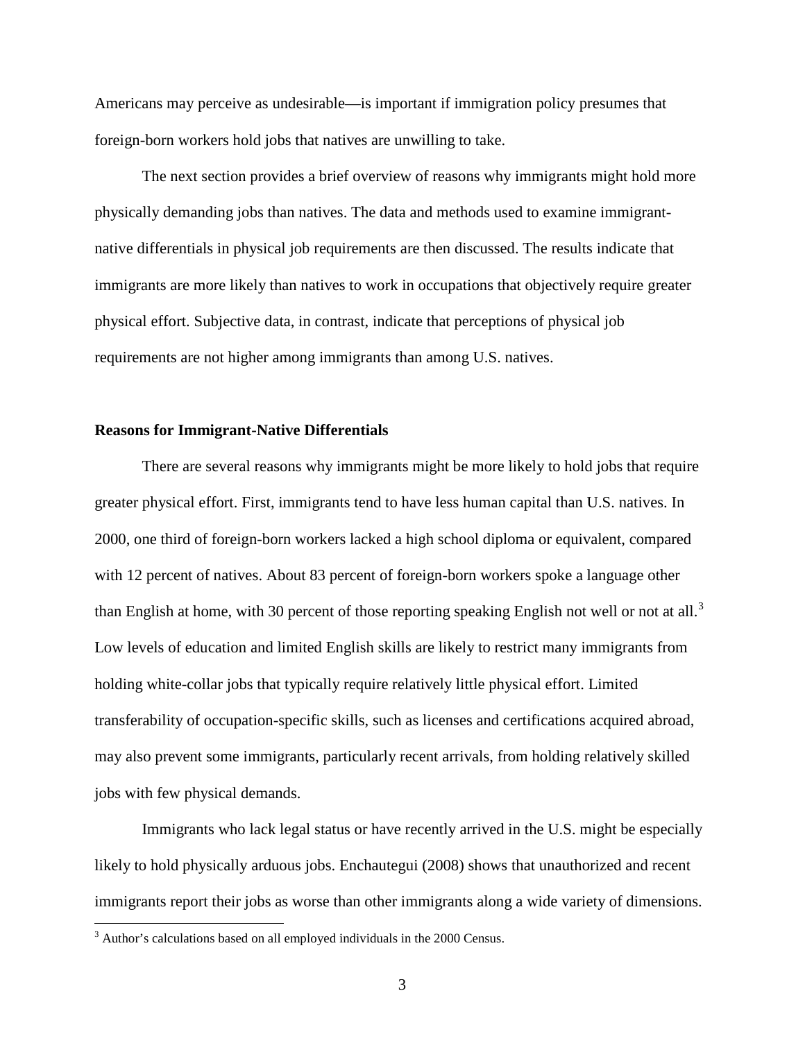Americans may perceive as undesirable—is important if immigration policy presumes that foreign-born workers hold jobs that natives are unwilling to take.

The next section provides a brief overview of reasons why immigrants might hold more physically demanding jobs than natives. The data and methods used to examine immigrant-native differentials in physical job requirements are then discussed. The results indicate that immigrants are more likely than natives to work in occupations that objectively require greater physical effort. Subjective data, in contrast, indicate that perceptions of physical job requirements are not higher among immigrants than among U.S. natives.

**Reasons for Immigrant-Native Differentials**

There are several reasons why immigrants might be more likely to hold jobs that require greater physical effort. First, immigrants tend to have less human capital than U.S. natives. In 2000, one third of foreign-born workers lacked a high school diploma or equivalent, compared with 12 percent of natives. About 83 percent of foreign-born workers spoke a language other than English at home, with 30 percent of those reporting speaking English not well or not at all.[3] Low levels of education and limited English skills are likely to restrict many immigrants from holding white-collar jobs that typically require relatively little physical effort. Limited transferability of occupation-specific skills, such as licenses and certifications acquired abroad, may also prevent some immigrants, particularly recent arrivals, from holding relatively skilled jobs with few physical demands.

Immigrants who lack legal status or have recently arrived in the U.S. might be especially likely to hold physically arduous jobs. Enchautegui (2008) shows that unauthorized and recent immigrants report their jobs as worse than other immigrants along a wide variety of dimensions.

[3] Author's calculations based on all employed individuals in the 2000 Census.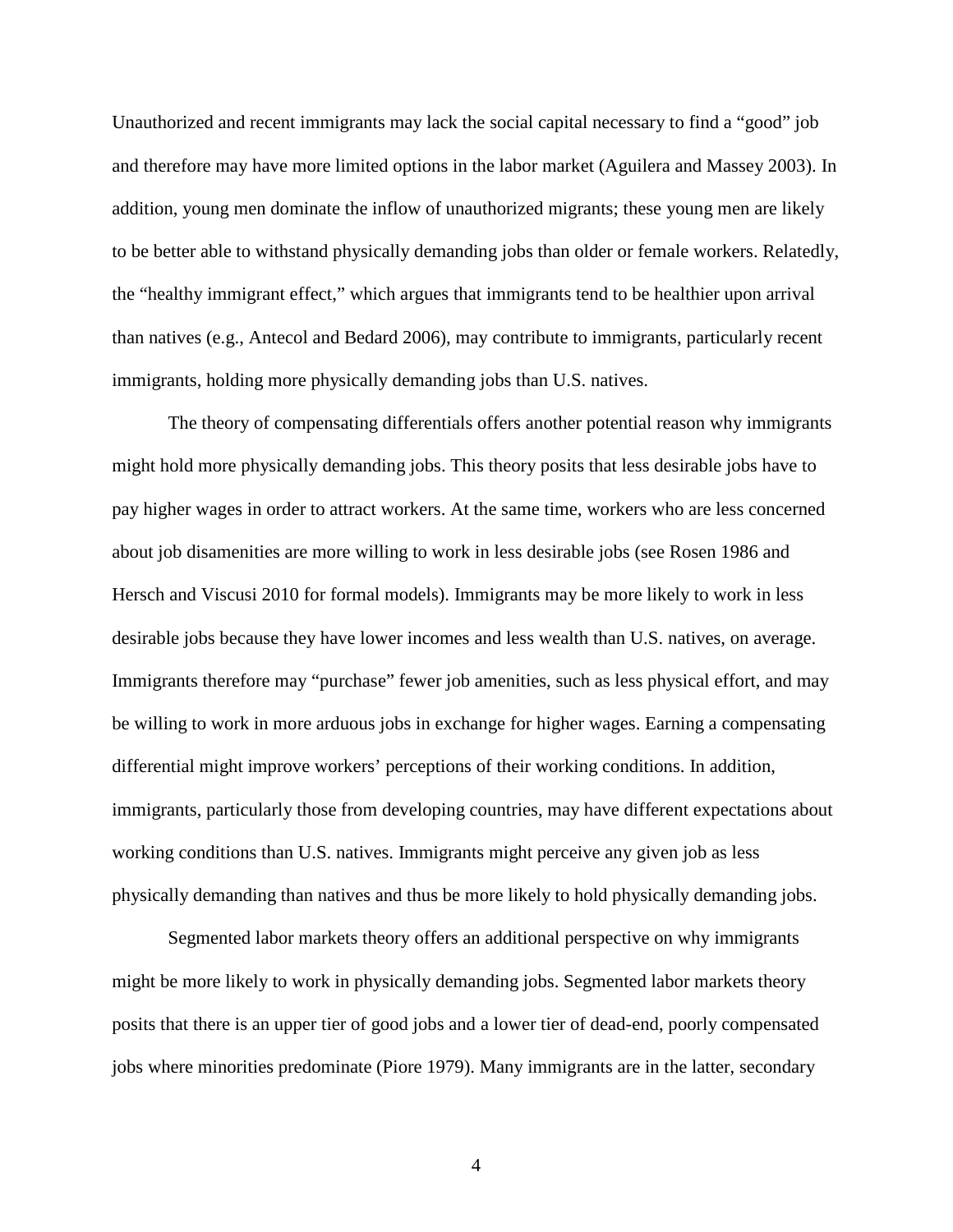Unauthorized and recent immigrants may lack the social capital necessary to find a "good" job and therefore may have more limited options in the labor market (Aguilera and Massey 2003). In addition, young men dominate the inflow of unauthorized migrants; these young men are likely to be better able to withstand physically demanding jobs than older or female workers. Relatedly, the "healthy immigrant effect," which argues that immigrants tend to be healthier upon arrival than natives (e.g., Antecol and Bedard 2006), may contribute to immigrants, particularly recent immigrants, holding more physically demanding jobs than U.S. natives.

The theory of compensating differentials offers another potential reason why immigrants might hold more physically demanding jobs. This theory posits that less desirable jobs have to pay higher wages in order to attract workers. At the same time, workers who are less concerned about job disamenities are more willing to work in less desirable jobs (see Rosen 1986 and Hersch and Viscusi 2010 for formal models). Immigrants may be more likely to work in less desirable jobs because they have lower incomes and less wealth than U.S. natives, on average. Immigrants therefore may "purchase" fewer job amenities, such as less physical effort, and may be willing to work in more arduous jobs in exchange for higher wages. Earning a compensating differential might improve workers' perceptions of their working conditions. In addition, immigrants, particularly those from developing countries, may have different expectations about working conditions than U.S. natives. Immigrants might perceive any given job as less physically demanding than natives and thus be more likely to hold physically demanding jobs.

Segmented labor markets theory offers an additional perspective on why immigrants might be more likely to work in physically demanding jobs. Segmented labor markets theory posits that there is an upper tier of good jobs and a lower tier of dead-end, poorly compensated jobs where minorities predominate (Piore 1979). Many immigrants are in the latter, secondary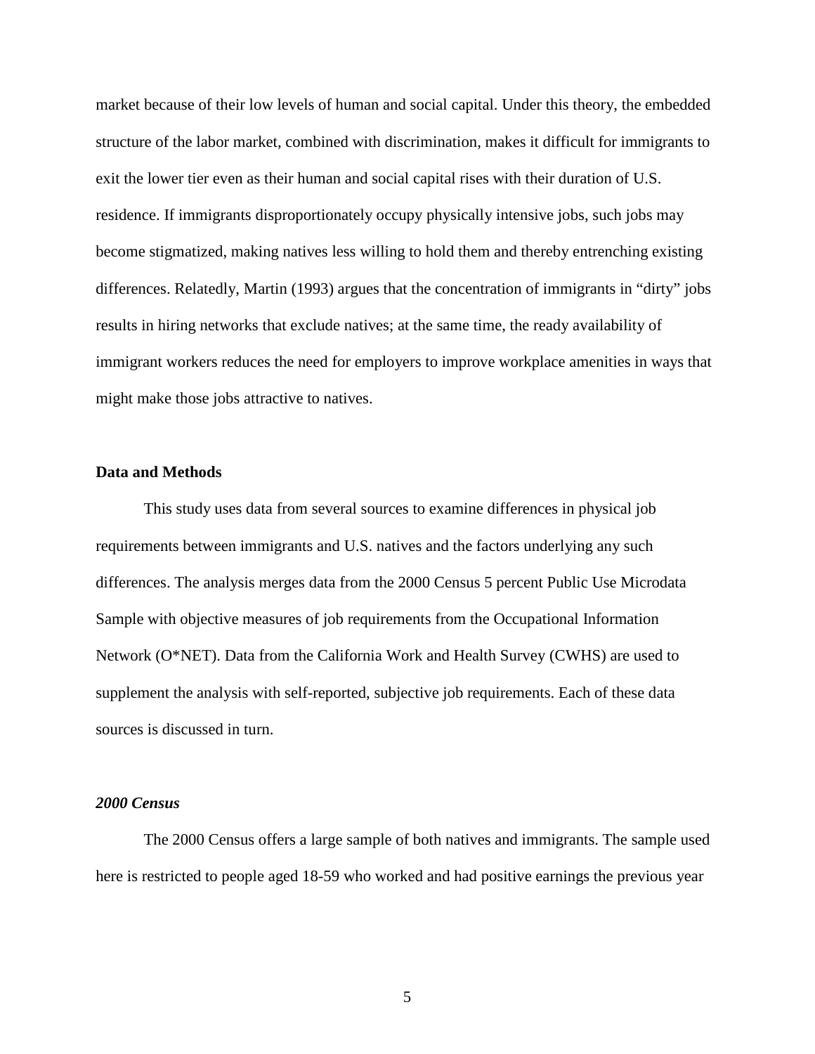market because of their low levels of human and social capital. Under this theory, the embedded structure of the labor market, combined with discrimination, makes it difficult for immigrants to exit the lower tier even as their human and social capital rises with their duration of U.S. residence. If immigrants disproportionately occupy physically intensive jobs, such jobs may become stigmatized, making natives less willing to hold them and thereby entrenching existing differences. Relatedly, Martin (1993) argues that the concentration of immigrants in "dirty" jobs results in hiring networks that exclude natives; at the same time, the ready availability of immigrant workers reduces the need for employers to improve workplace amenities in ways that might make those jobs attractive to natives.

## Data and Methods

This study uses data from several sources to examine differences in physical job requirements between immigrants and U.S. natives and the factors underlying any such differences. The analysis merges data from the 2000 Census 5 percent Public Use Microdata Sample with objective measures of job requirements from the Occupational Information Network (O*NET). Data from the California Work and Health Survey (CWHS) are used to supplement the analysis with self-reported, subjective job requirements. Each of these data sources is discussed in turn.

### *2000 Census*

The 2000 Census offers a large sample of both natives and immigrants. The sample used here is restricted to people aged 18-59 who worked and had positive earnings the previous year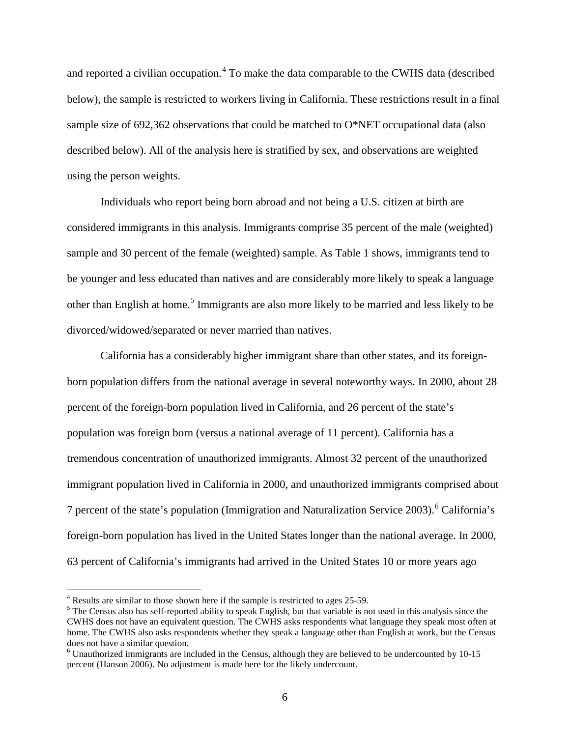and reported a civilian occupation.[4] To make the data comparable to the CWHS data (described below), the sample is restricted to workers living in California. These restrictions result in a final sample size of 692,362 observations that could be matched to O*NET occupational data (also described below). All of the analysis here is stratified by sex, and observations are weighted using the person weights.

Individuals who report being born abroad and not being a U.S. citizen at birth are considered immigrants in this analysis. Immigrants comprise 35 percent of the male (weighted) sample and 30 percent of the female (weighted) sample. As Table 1 shows, immigrants tend to be younger and less educated than natives and are considerably more likely to speak a language other than English at home.[5] Immigrants are also more likely to be married and less likely to be divorced/widowed/separated or never married than natives.

California has a considerably higher immigrant share than other states, and its foreign-born population differs from the national average in several noteworthy ways. In 2000, about 28 percent of the foreign-born population lived in California, and 26 percent of the state's population was foreign born (versus a national average of 11 percent). California has a tremendous concentration of unauthorized immigrants. Almost 32 percent of the unauthorized immigrant population lived in California in 2000, and unauthorized immigrants comprised about 7 percent of the state's population (Immigration and Naturalization Service 2003).[6] California's foreign-born population has lived in the United States longer than the national average. In 2000, 63 percent of California's immigrants had arrived in the United States 10 or more years ago

---

[4] Results are similar to those shown here if the sample is restricted to ages 25-59.

[5] The Census also has self-reported ability to speak English, but that variable is not used in this analysis since the CWHS does not have an equivalent question. The CWHS asks respondents what language they speak most often at home. The CWHS also asks respondents whether they speak a language other than English at work, but the Census does not have a similar question.

[6] Unauthorized immigrants are included in the Census, although they are believed to be undercounted by 10-15 percent (Hanson 2006). No adjustment is made here for the likely undercount.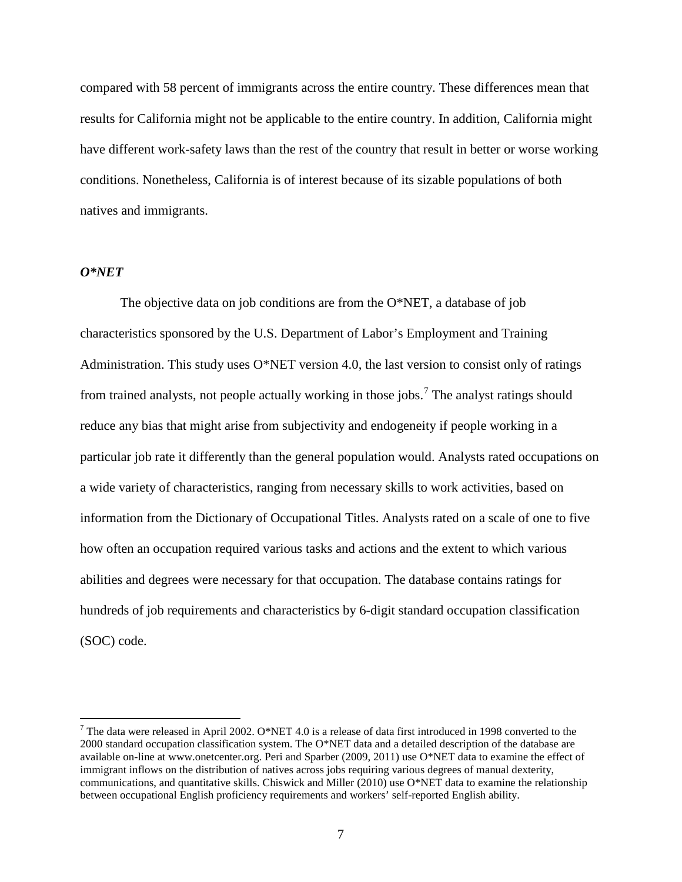compared with 58 percent of immigrants across the entire country. These differences mean that results for California might not be applicable to the entire country. In addition, California might have different work-safety laws than the rest of the country that result in better or worse working conditions. Nonetheless, California is of interest because of its sizable populations of both natives and immigrants.

### *O*NET*

The objective data on job conditions are from the O*NET, a database of job characteristics sponsored by the U.S. Department of Labor's Employment and Training Administration. This study uses O*NET version 4.0, the last version to consist only of ratings from trained analysts, not people actually working in those jobs.[7] The analyst ratings should reduce any bias that might arise from subjectivity and endogeneity if people working in a particular job rate it differently than the general population would. Analysts rated occupations on a wide variety of characteristics, ranging from necessary skills to work activities, based on information from the Dictionary of Occupational Titles. Analysts rated on a scale of one to five how often an occupation required various tasks and actions and the extent to which various abilities and degrees were necessary for that occupation. The database contains ratings for hundreds of job requirements and characteristics by 6-digit standard occupation classification (SOC) code.

---

[7] The data were released in April 2002. O*NET 4.0 is a release of data first introduced in 1998 converted to the 2000 standard occupation classification system. The O*NET data and a detailed description of the database are available on-line at www.onetcenter.org. Peri and Sparber (2009, 2011) use O*NET data to examine the effect of immigrant inflows on the distribution of natives across jobs requiring various degrees of manual dexterity, communications, and quantitative skills. Chiswick and Miller (2010) use O*NET data to examine the relationship between occupational English proficiency requirements and workers' self-reported English ability.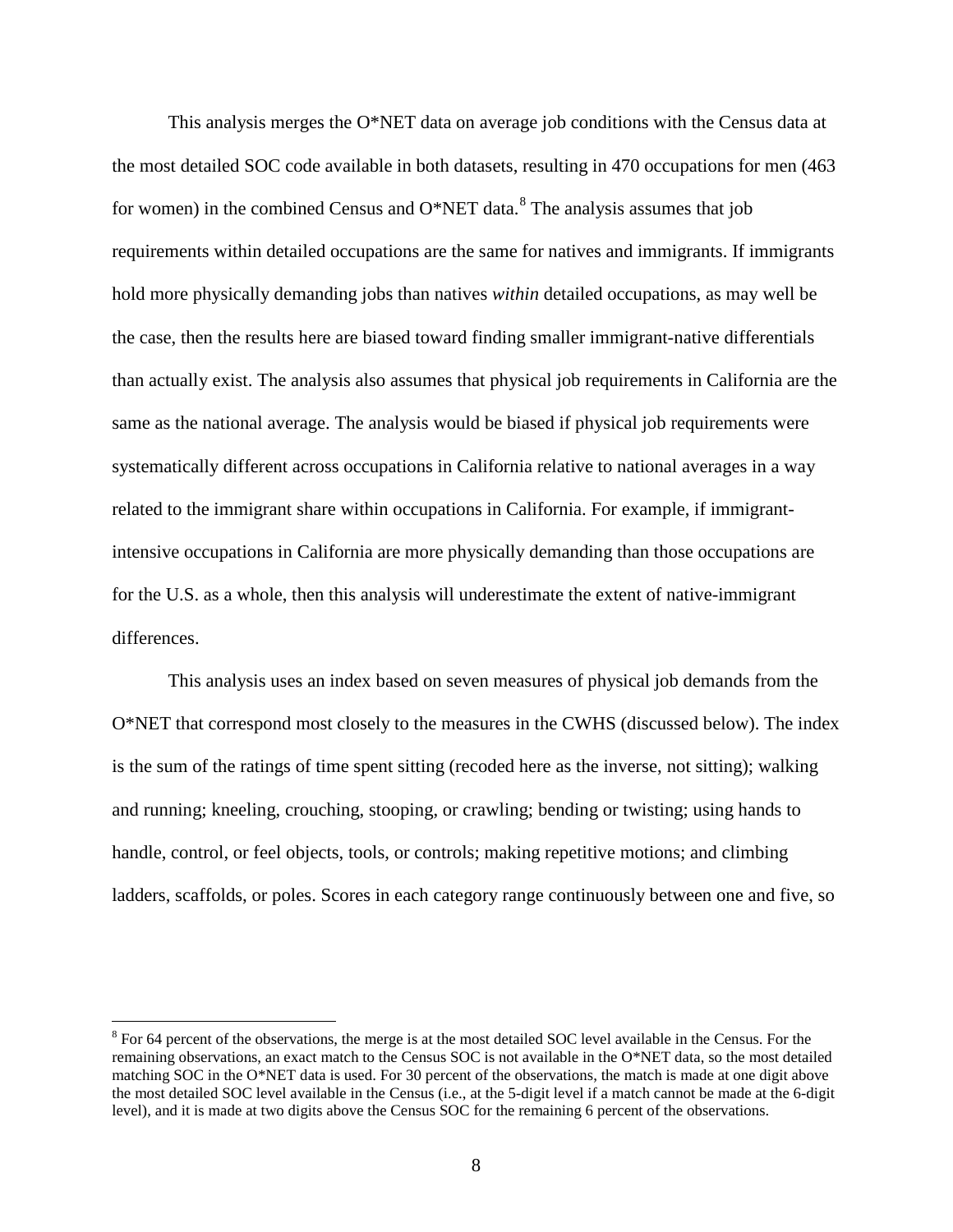This analysis merges the O*NET data on average job conditions with the Census data at the most detailed SOC code available in both datasets, resulting in 470 occupations for men (463 for women) in the combined Census and O*NET data.[8] The analysis assumes that job requirements within detailed occupations are the same for natives and immigrants. If immigrants hold more physically demanding jobs than natives *within* detailed occupations, as may well be the case, then the results here are biased toward finding smaller immigrant-native differentials than actually exist. The analysis also assumes that physical job requirements in California are the same as the national average. The analysis would be biased if physical job requirements were systematically different across occupations in California relative to national averages in a way related to the immigrant share within occupations in California. For example, if immigrant-intensive occupations in California are more physically demanding than those occupations are for the U.S. as a whole, then this analysis will underestimate the extent of native-immigrant differences.

This analysis uses an index based on seven measures of physical job demands from the O*NET that correspond most closely to the measures in the CWHS (discussed below). The index is the sum of the ratings of time spent sitting (recoded here as the inverse, not sitting); walking and running; kneeling, crouching, stooping, or crawling; bending or twisting; using hands to handle, control, or feel objects, tools, or controls; making repetitive motions; and climbing ladders, scaffolds, or poles. Scores in each category range continuously between one and five, so

[8] For 64 percent of the observations, the merge is at the most detailed SOC level available in the Census. For the remaining observations, an exact match to the Census SOC is not available in the O*NET data, so the most detailed matching SOC in the O*NET data is used. For 30 percent of the observations, the match is made at one digit above the most detailed SOC level available in the Census (i.e., at the 5-digit level if a match cannot be made at the 6-digit level), and it is made at two digits above the Census SOC for the remaining 6 percent of the observations.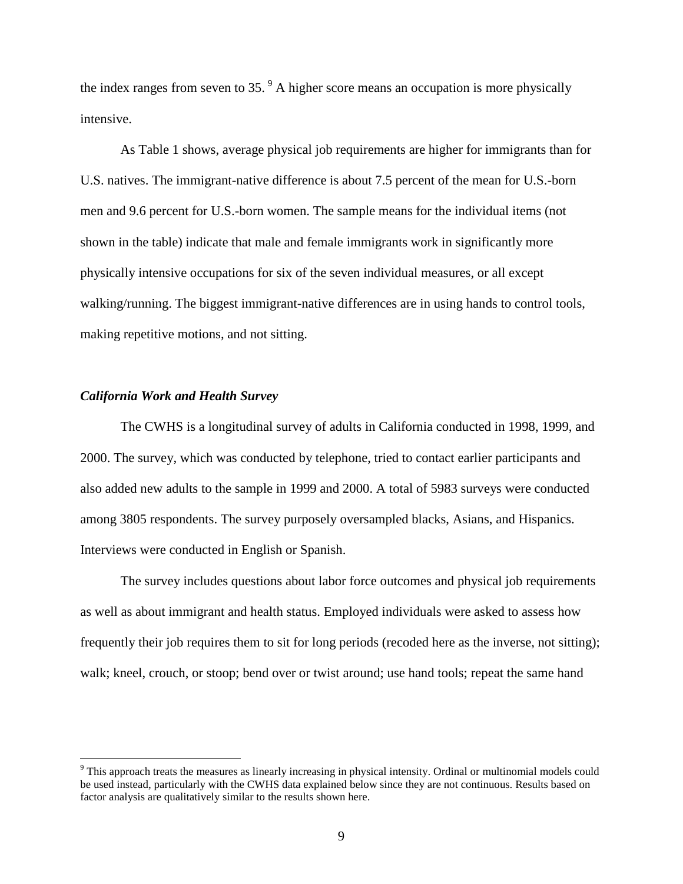the index ranges from seven to 35. [9] A higher score means an occupation is more physically intensive.

As Table 1 shows, average physical job requirements are higher for immigrants than for U.S. natives. The immigrant-native difference is about 7.5 percent of the mean for U.S.-born men and 9.6 percent for U.S.-born women. The sample means for the individual items (not shown in the table) indicate that male and female immigrants work in significantly more physically intensive occupations for six of the seven individual measures, or all except walking/running. The biggest immigrant-native differences are in using hands to control tools, making repetitive motions, and not sitting.

### *California Work and Health Survey*

The CWHS is a longitudinal survey of adults in California conducted in 1998, 1999, and 2000. The survey, which was conducted by telephone, tried to contact earlier participants and also added new adults to the sample in 1999 and 2000. A total of 5983 surveys were conducted among 3805 respondents. The survey purposely oversampled blacks, Asians, and Hispanics. Interviews were conducted in English or Spanish.

The survey includes questions about labor force outcomes and physical job requirements as well as about immigrant and health status. Employed individuals were asked to assess how frequently their job requires them to sit for long periods (recoded here as the inverse, not sitting); walk; kneel, crouch, or stoop; bend over or twist around; use hand tools; repeat the same hand

---

[9] This approach treats the measures as linearly increasing in physical intensity. Ordinal or multinomial models could be used instead, particularly with the CWHS data explained below since they are not continuous. Results based on factor analysis are qualitatively similar to the results shown here.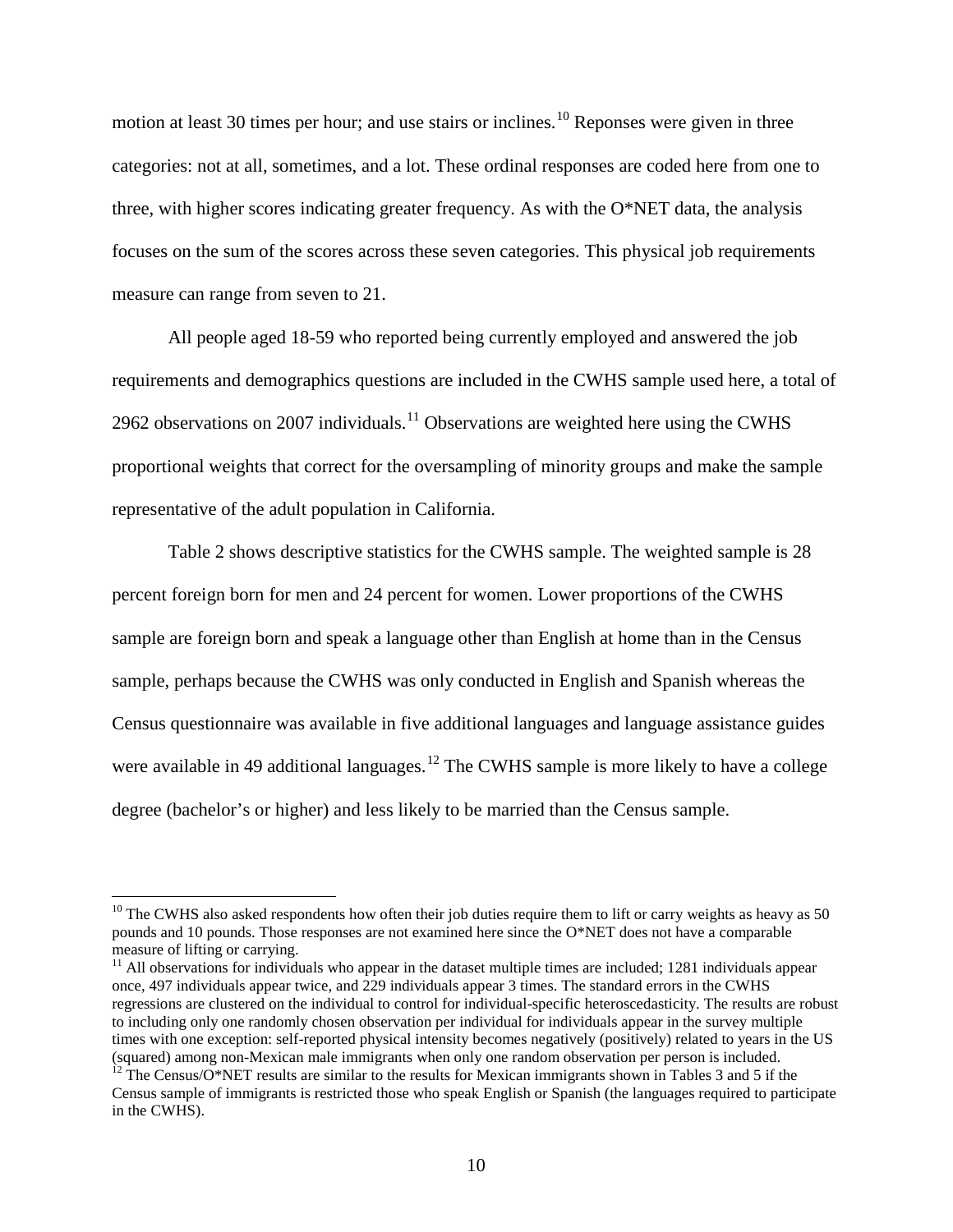motion at least 30 times per hour; and use stairs or inclines.[10] Reponses were given in three categories: not at all, sometimes, and a lot. These ordinal responses are coded here from one to three, with higher scores indicating greater frequency. As with the O*NET data, the analysis focuses on the sum of the scores across these seven categories. This physical job requirements measure can range from seven to 21.

All people aged 18-59 who reported being currently employed and answered the job requirements and demographics questions are included in the CWHS sample used here, a total of 2962 observations on 2007 individuals.[11] Observations are weighted here using the CWHS proportional weights that correct for the oversampling of minority groups and make the sample representative of the adult population in California.

Table 2 shows descriptive statistics for the CWHS sample. The weighted sample is 28 percent foreign born for men and 24 percent for women. Lower proportions of the CWHS sample are foreign born and speak a language other than English at home than in the Census sample, perhaps because the CWHS was only conducted in English and Spanish whereas the Census questionnaire was available in five additional languages and language assistance guides were available in 49 additional languages.[12] The CWHS sample is more likely to have a college degree (bachelor's or higher) and less likely to be married than the Census sample.

---

[10] The CWHS also asked respondents how often their job duties require them to lift or carry weights as heavy as 50 pounds and 10 pounds. Those responses are not examined here since the O*NET does not have a comparable measure of lifting or carrying.

[11] All observations for individuals who appear in the dataset multiple times are included; 1281 individuals appear once, 497 individuals appear twice, and 229 individuals appear 3 times. The standard errors in the CWHS regressions are clustered on the individual to control for individual-specific heteroscedasticity. The results are robust to including only one randomly chosen observation per individual for individuals appear in the survey multiple times with one exception: self-reported physical intensity becomes negatively (positively) related to years in the US (squared) among non-Mexican male immigrants when only one random observation per person is included.

[12] The Census/O*NET results are similar to the results for Mexican immigrants shown in Tables 3 and 5 if the Census sample of immigrants is restricted those who speak English or Spanish (the languages required to participate in the CWHS).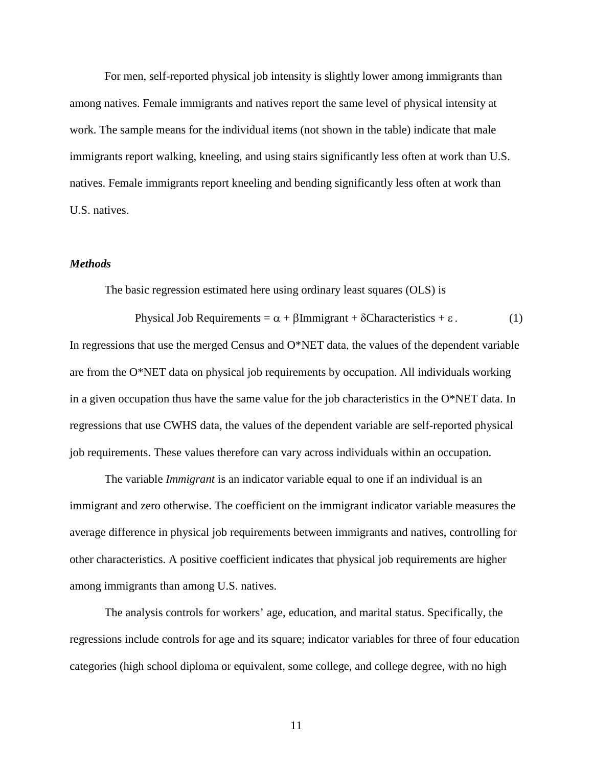For men, self-reported physical job intensity is slightly lower among immigrants than among natives. Female immigrants and natives report the same level of physical intensity at work. The sample means for the individual items (not shown in the table) indicate that male immigrants report walking, kneeling, and using stairs significantly less often at work than U.S. natives. Female immigrants report kneeling and bending significantly less often at work than U.S. natives.

### *Methods*

The basic regression estimated here using ordinary least squares (OLS) is

$$\text{Physical Job Requirements} = \alpha + \beta\text{Immigrant} + \delta\text{Characteristics} + \varepsilon. \tag{1}$$

In regressions that use the merged Census and O*NET data, the values of the dependent variable are from the O*NET data on physical job requirements by occupation. All individuals working in a given occupation thus have the same value for the job characteristics in the O*NET data. In regressions that use CWHS data, the values of the dependent variable are self-reported physical job requirements. These values therefore can vary across individuals within an occupation.

The variable *Immigrant* is an indicator variable equal to one if an individual is an immigrant and zero otherwise. The coefficient on the immigrant indicator variable measures the average difference in physical job requirements between immigrants and natives, controlling for other characteristics. A positive coefficient indicates that physical job requirements are higher among immigrants than among U.S. natives.

The analysis controls for workers' age, education, and marital status. Specifically, the regressions include controls for age and its square; indicator variables for three of four education categories (high school diploma or equivalent, some college, and college degree, with no high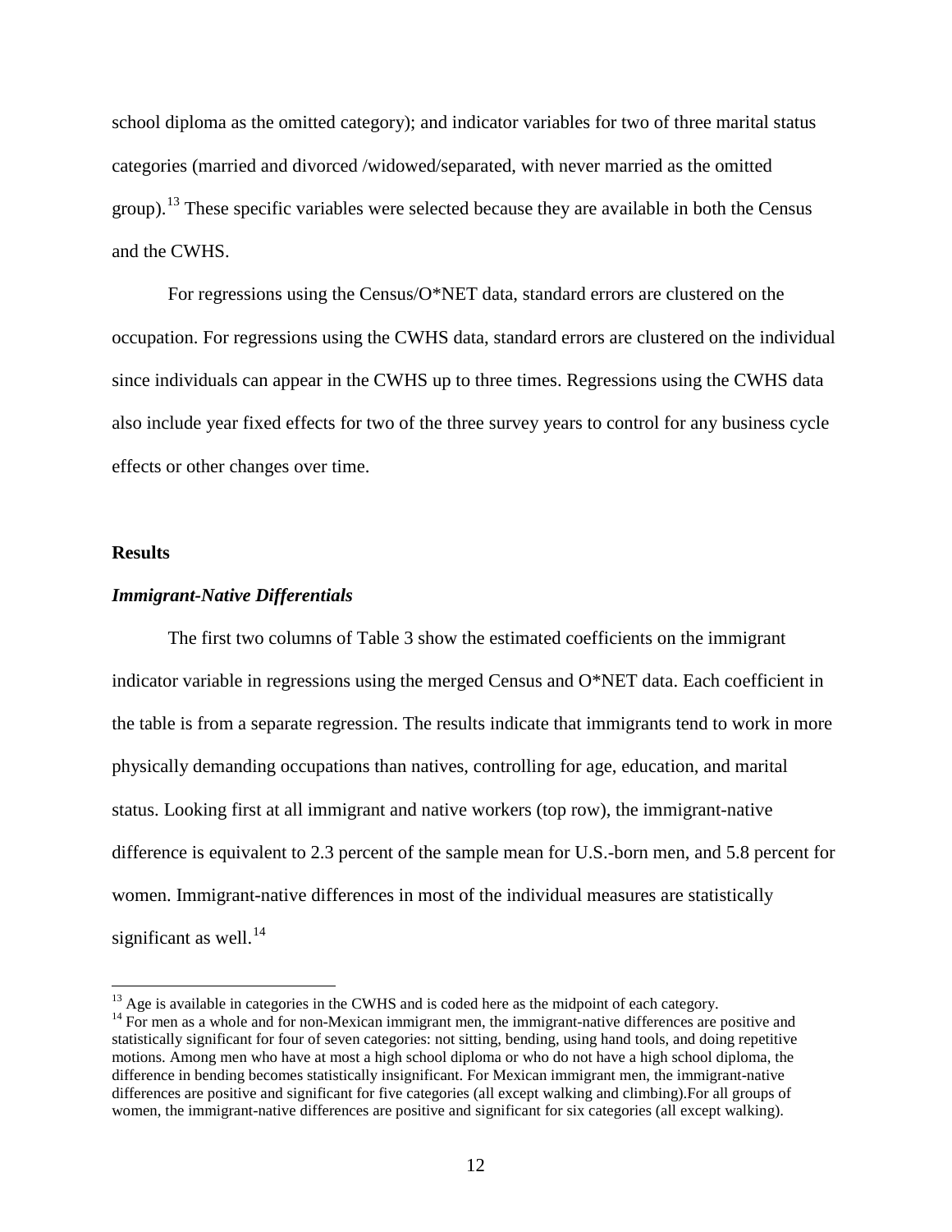school diploma as the omitted category); and indicator variables for two of three marital status categories (married and divorced /widowed/separated, with never married as the omitted group).[13] These specific variables were selected because they are available in both the Census and the CWHS.

For regressions using the Census/O*NET data, standard errors are clustered on the occupation. For regressions using the CWHS data, standard errors are clustered on the individual since individuals can appear in the CWHS up to three times. Regressions using the CWHS data also include year fixed effects for two of the three survey years to control for any business cycle effects or other changes over time.

## Results

### *Immigrant-Native Differentials*

The first two columns of Table 3 show the estimated coefficients on the immigrant indicator variable in regressions using the merged Census and O*NET data. Each coefficient in the table is from a separate regression. The results indicate that immigrants tend to work in more physically demanding occupations than natives, controlling for age, education, and marital status. Looking first at all immigrant and native workers (top row), the immigrant-native difference is equivalent to 2.3 percent of the sample mean for U.S.-born men, and 5.8 percent for women. Immigrant-native differences in most of the individual measures are statistically significant as well.[14]

---

[13] Age is available in categories in the CWHS and is coded here as the midpoint of each category.

[14] For men as a whole and for non-Mexican immigrant men, the immigrant-native differences are positive and statistically significant for four of seven categories: not sitting, bending, using hand tools, and doing repetitive motions. Among men who have at most a high school diploma or who do not have a high school diploma, the difference in bending becomes statistically insignificant. For Mexican immigrant men, the immigrant-native differences are positive and significant for five categories (all except walking and climbing).For all groups of women, the immigrant-native differences are positive and significant for six categories (all except walking).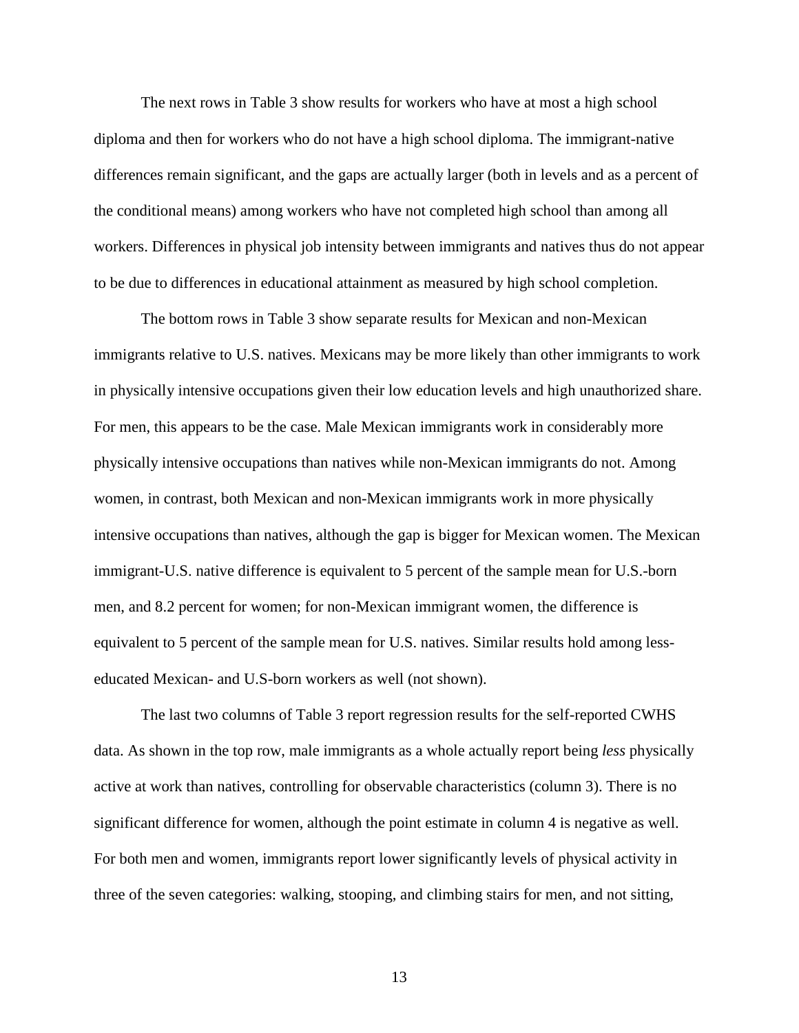The next rows in Table 3 show results for workers who have at most a high school diploma and then for workers who do not have a high school diploma. The immigrant-native differences remain significant, and the gaps are actually larger (both in levels and as a percent of the conditional means) among workers who have not completed high school than among all workers. Differences in physical job intensity between immigrants and natives thus do not appear to be due to differences in educational attainment as measured by high school completion.

The bottom rows in Table 3 show separate results for Mexican and non-Mexican immigrants relative to U.S. natives. Mexicans may be more likely than other immigrants to work in physically intensive occupations given their low education levels and high unauthorized share. For men, this appears to be the case. Male Mexican immigrants work in considerably more physically intensive occupations than natives while non-Mexican immigrants do not. Among women, in contrast, both Mexican and non-Mexican immigrants work in more physically intensive occupations than natives, although the gap is bigger for Mexican women. The Mexican immigrant-U.S. native difference is equivalent to 5 percent of the sample mean for U.S.-born men, and 8.2 percent for women; for non-Mexican immigrant women, the difference is equivalent to 5 percent of the sample mean for U.S. natives. Similar results hold among less-educated Mexican- and U.S-born workers as well (not shown).

The last two columns of Table 3 report regression results for the self-reported CWHS data. As shown in the top row, male immigrants as a whole actually report being *less* physically active at work than natives, controlling for observable characteristics (column 3). There is no significant difference for women, although the point estimate in column 4 is negative as well. For both men and women, immigrants report lower significantly levels of physical activity in three of the seven categories: walking, stooping, and climbing stairs for men, and not sitting,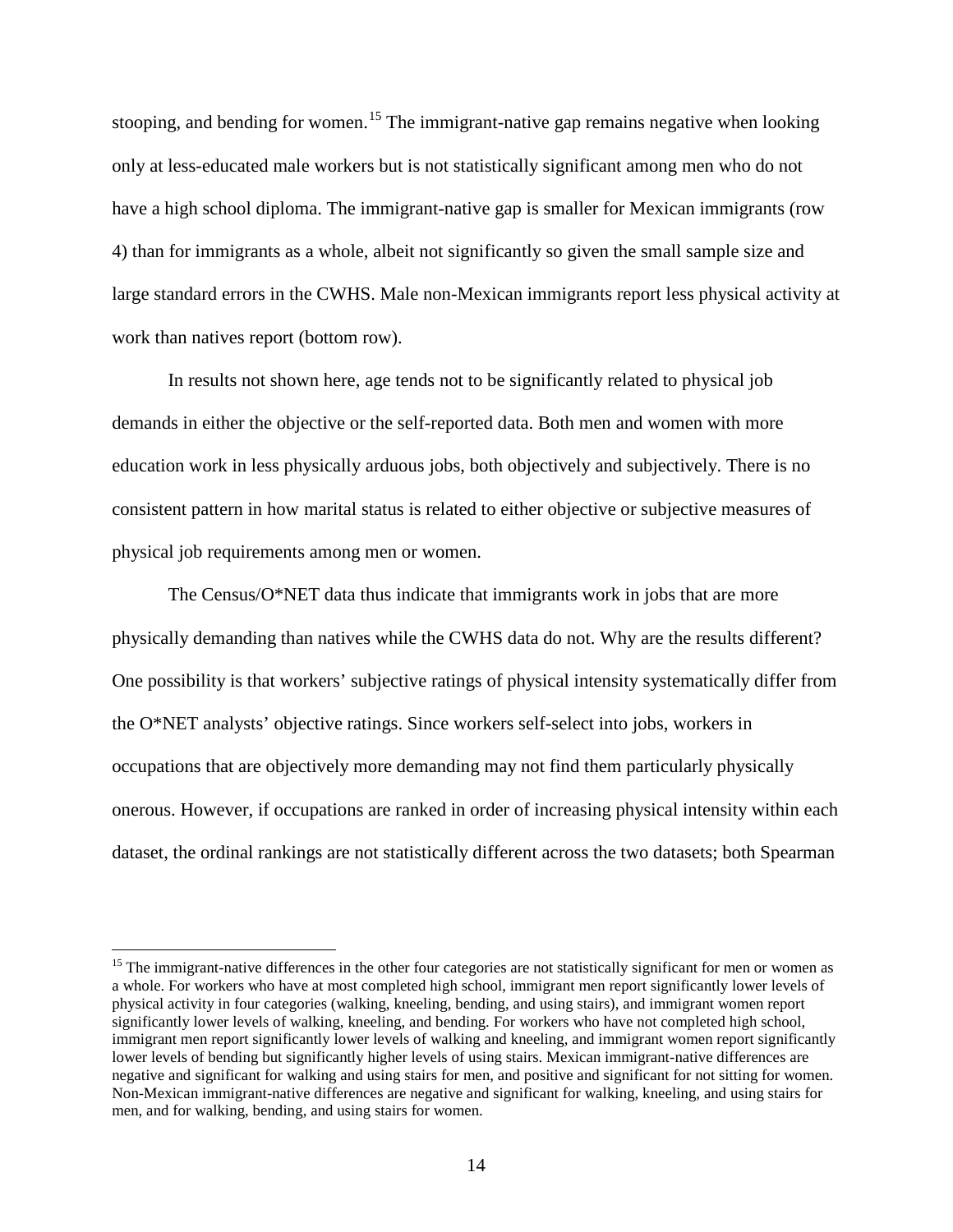stooping, and bending for women.[15] The immigrant-native gap remains negative when looking only at less-educated male workers but is not statistically significant among men who do not have a high school diploma. The immigrant-native gap is smaller for Mexican immigrants (row 4) than for immigrants as a whole, albeit not significantly so given the small sample size and large standard errors in the CWHS. Male non-Mexican immigrants report less physical activity at work than natives report (bottom row).

In results not shown here, age tends not to be significantly related to physical job demands in either the objective or the self-reported data. Both men and women with more education work in less physically arduous jobs, both objectively and subjectively. There is no consistent pattern in how marital status is related to either objective or subjective measures of physical job requirements among men or women.

The Census/O*NET data thus indicate that immigrants work in jobs that are more physically demanding than natives while the CWHS data do not. Why are the results different? One possibility is that workers' subjective ratings of physical intensity systematically differ from the O*NET analysts' objective ratings. Since workers self-select into jobs, workers in occupations that are objectively more demanding may not find them particularly physically onerous. However, if occupations are ranked in order of increasing physical intensity within each dataset, the ordinal rankings are not statistically different across the two datasets; both Spearman

[15] The immigrant-native differences in the other four categories are not statistically significant for men or women as a whole. For workers who have at most completed high school, immigrant men report significantly lower levels of physical activity in four categories (walking, kneeling, bending, and using stairs), and immigrant women report significantly lower levels of walking, kneeling, and bending. For workers who have not completed high school, immigrant men report significantly lower levels of walking and kneeling, and immigrant women report significantly lower levels of bending but significantly higher levels of using stairs. Mexican immigrant-native differences are negative and significant for walking and using stairs for men, and positive and significant for not sitting for women. Non-Mexican immigrant-native differences are negative and significant for walking, kneeling, and using stairs for men, and for walking, bending, and using stairs for women.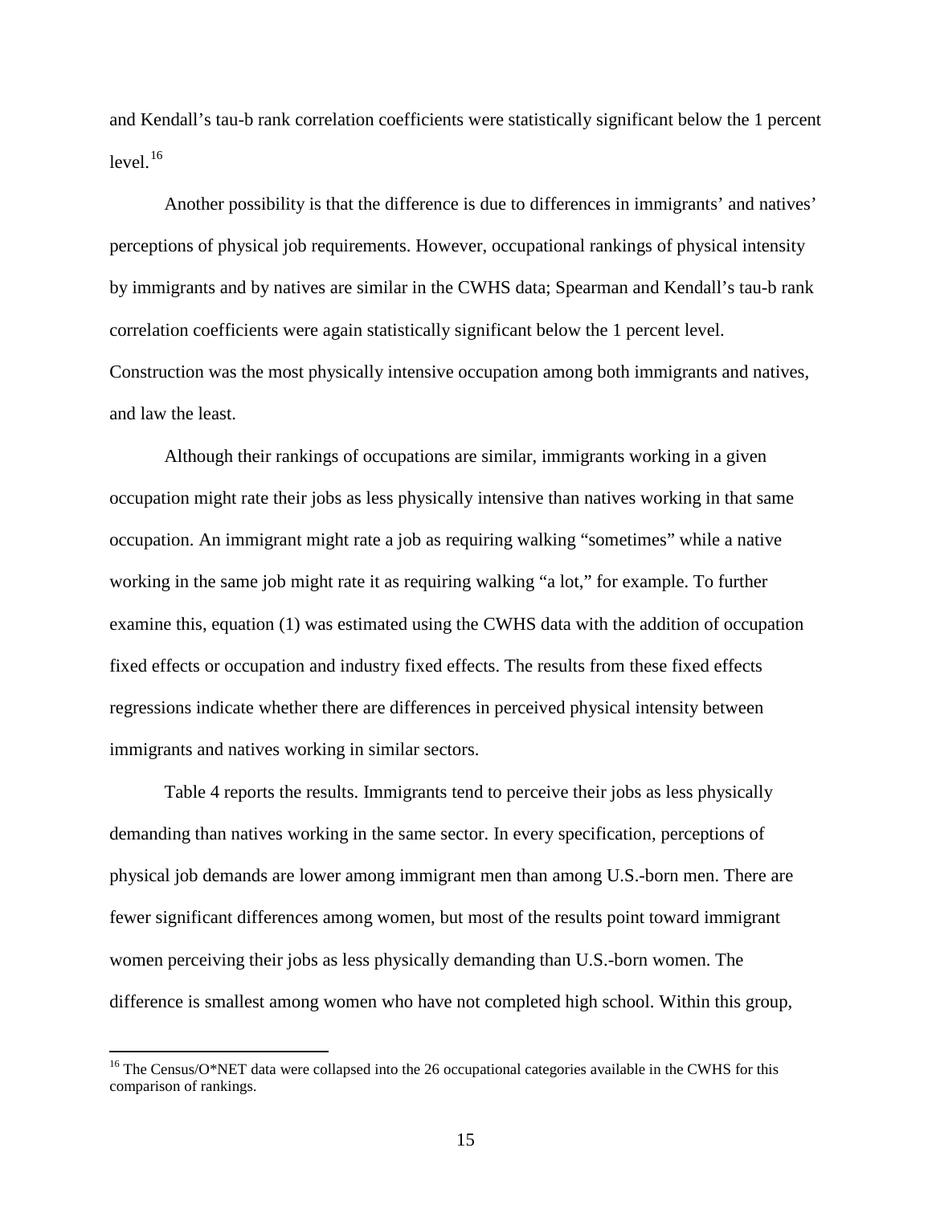and Kendall's tau-b rank correlation coefficients were statistically significant below the 1 percent level.[16]

Another possibility is that the difference is due to differences in immigrants' and natives' perceptions of physical job requirements. However, occupational rankings of physical intensity by immigrants and by natives are similar in the CWHS data; Spearman and Kendall's tau-b rank correlation coefficients were again statistically significant below the 1 percent level. Construction was the most physically intensive occupation among both immigrants and natives, and law the least.

Although their rankings of occupations are similar, immigrants working in a given occupation might rate their jobs as less physically intensive than natives working in that same occupation. An immigrant might rate a job as requiring walking "sometimes" while a native working in the same job might rate it as requiring walking "a lot," for example. To further examine this, equation (1) was estimated using the CWHS data with the addition of occupation fixed effects or occupation and industry fixed effects. The results from these fixed effects regressions indicate whether there are differences in perceived physical intensity between immigrants and natives working in similar sectors.

Table 4 reports the results. Immigrants tend to perceive their jobs as less physically demanding than natives working in the same sector. In every specification, perceptions of physical job demands are lower among immigrant men than among U.S.-born men. There are fewer significant differences among women, but most of the results point toward immigrant women perceiving their jobs as less physically demanding than U.S.-born women. The difference is smallest among women who have not completed high school. Within this group,

[16] The Census/O*NET data were collapsed into the 26 occupational categories available in the CWHS for this comparison of rankings.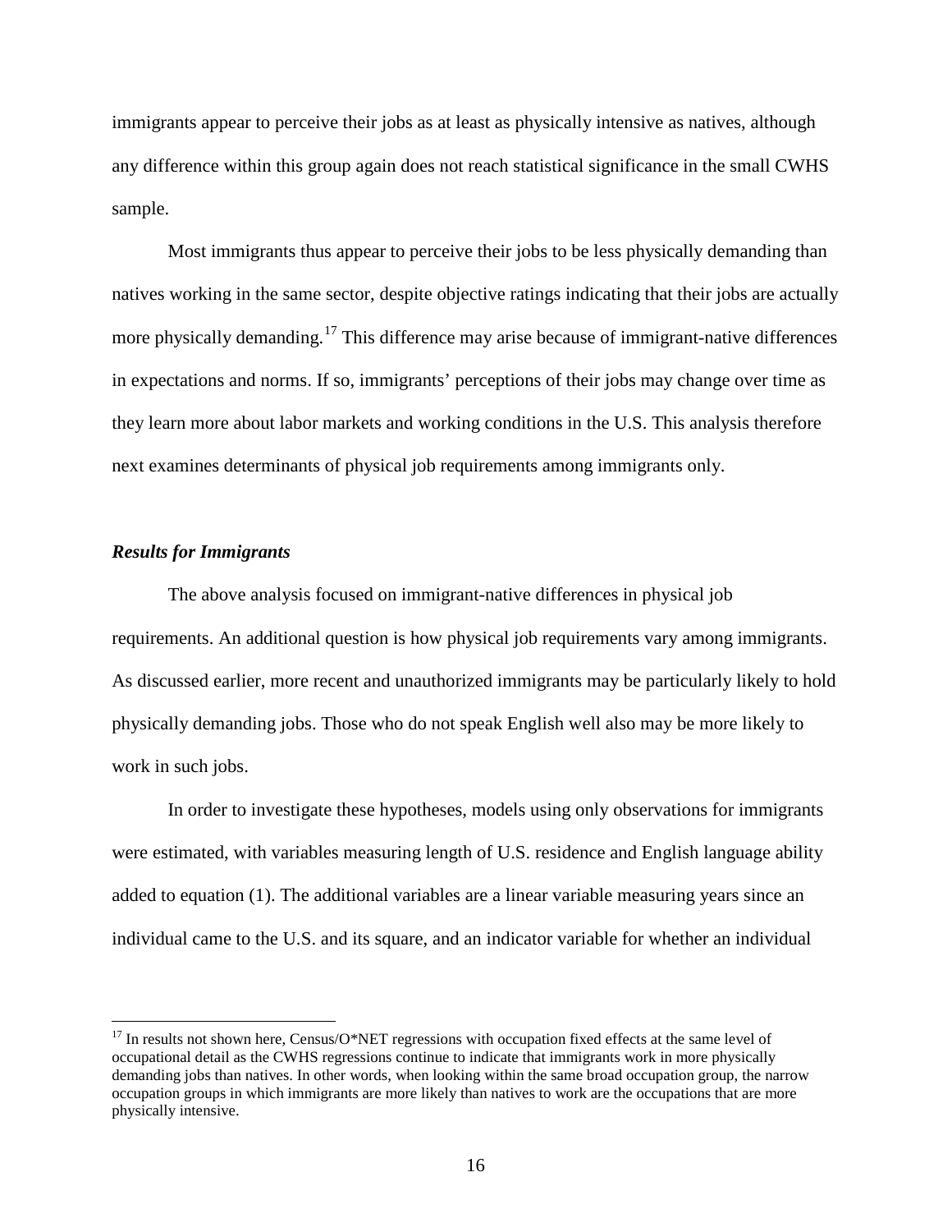immigrants appear to perceive their jobs as at least as physically intensive as natives, although any difference within this group again does not reach statistical significance in the small CWHS sample.

Most immigrants thus appear to perceive their jobs to be less physically demanding than natives working in the same sector, despite objective ratings indicating that their jobs are actually more physically demanding.[17] This difference may arise because of immigrant-native differences in expectations and norms. If so, immigrants' perceptions of their jobs may change over time as they learn more about labor markets and working conditions in the U.S. This analysis therefore next examines determinants of physical job requirements among immigrants only.

### *Results for Immigrants*

The above analysis focused on immigrant-native differences in physical job requirements. An additional question is how physical job requirements vary among immigrants. As discussed earlier, more recent and unauthorized immigrants may be particularly likely to hold physically demanding jobs. Those who do not speak English well also may be more likely to work in such jobs.

In order to investigate these hypotheses, models using only observations for immigrants were estimated, with variables measuring length of U.S. residence and English language ability added to equation (1). The additional variables are a linear variable measuring years since an individual came to the U.S. and its square, and an indicator variable for whether an individual

[17] In results not shown here, Census/O*NET regressions with occupation fixed effects at the same level of occupational detail as the CWHS regressions continue to indicate that immigrants work in more physically demanding jobs than natives. In other words, when looking within the same broad occupation group, the narrow occupation groups in which immigrants are more likely than natives to work are the occupations that are more physically intensive.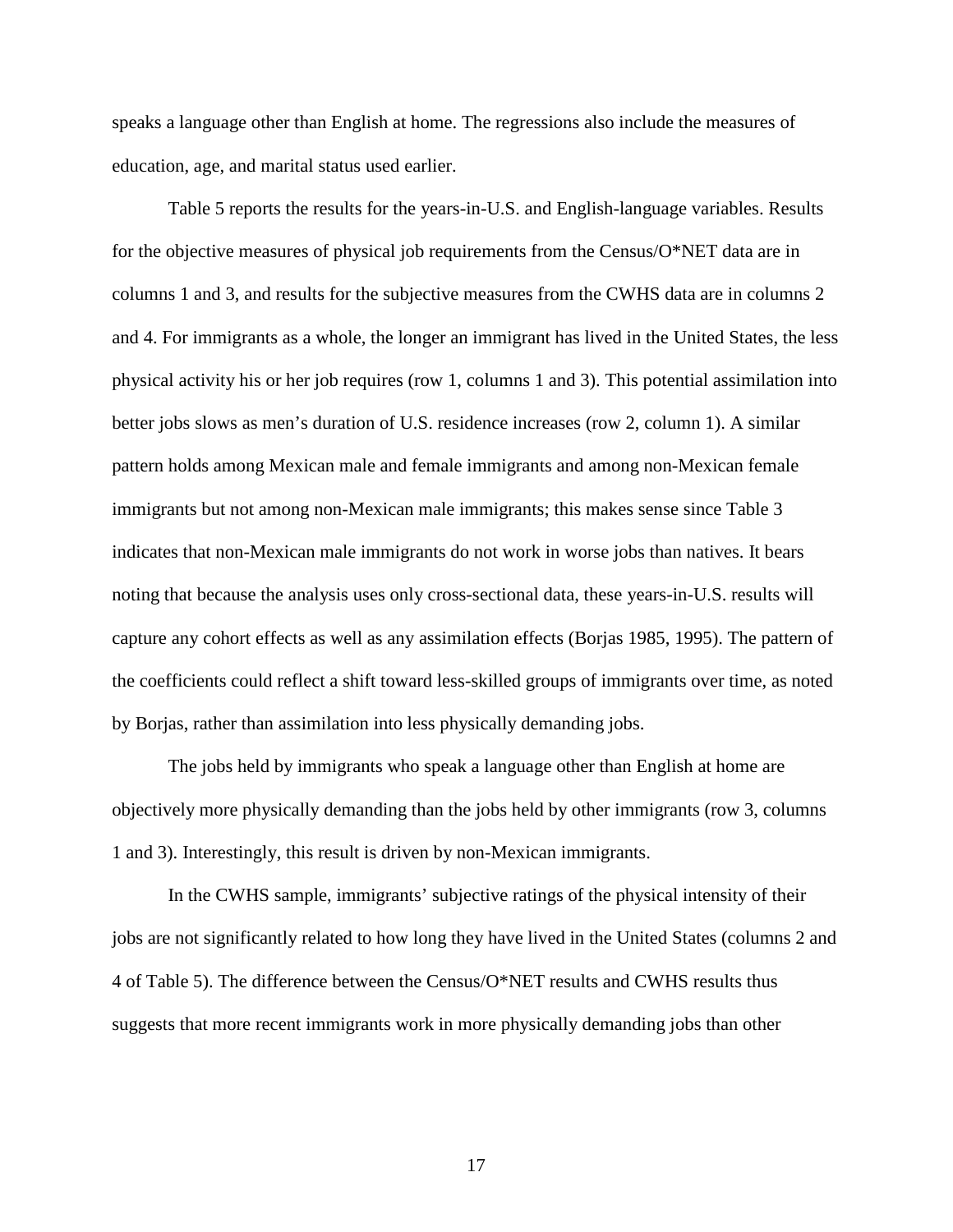speaks a language other than English at home. The regressions also include the measures of education, age, and marital status used earlier.

Table 5 reports the results for the years-in-U.S. and English-language variables. Results for the objective measures of physical job requirements from the Census/O*NET data are in columns 1 and 3, and results for the subjective measures from the CWHS data are in columns 2 and 4. For immigrants as a whole, the longer an immigrant has lived in the United States, the less physical activity his or her job requires (row 1, columns 1 and 3). This potential assimilation into better jobs slows as men's duration of U.S. residence increases (row 2, column 1). A similar pattern holds among Mexican male and female immigrants and among non-Mexican female immigrants but not among non-Mexican male immigrants; this makes sense since Table 3 indicates that non-Mexican male immigrants do not work in worse jobs than natives. It bears noting that because the analysis uses only cross-sectional data, these years-in-U.S. results will capture any cohort effects as well as any assimilation effects (Borjas 1985, 1995). The pattern of the coefficients could reflect a shift toward less-skilled groups of immigrants over time, as noted by Borjas, rather than assimilation into less physically demanding jobs.

The jobs held by immigrants who speak a language other than English at home are objectively more physically demanding than the jobs held by other immigrants (row 3, columns 1 and 3). Interestingly, this result is driven by non-Mexican immigrants.

In the CWHS sample, immigrants' subjective ratings of the physical intensity of their jobs are not significantly related to how long they have lived in the United States (columns 2 and 4 of Table 5). The difference between the Census/O*NET results and CWHS results thus suggests that more recent immigrants work in more physically demanding jobs than other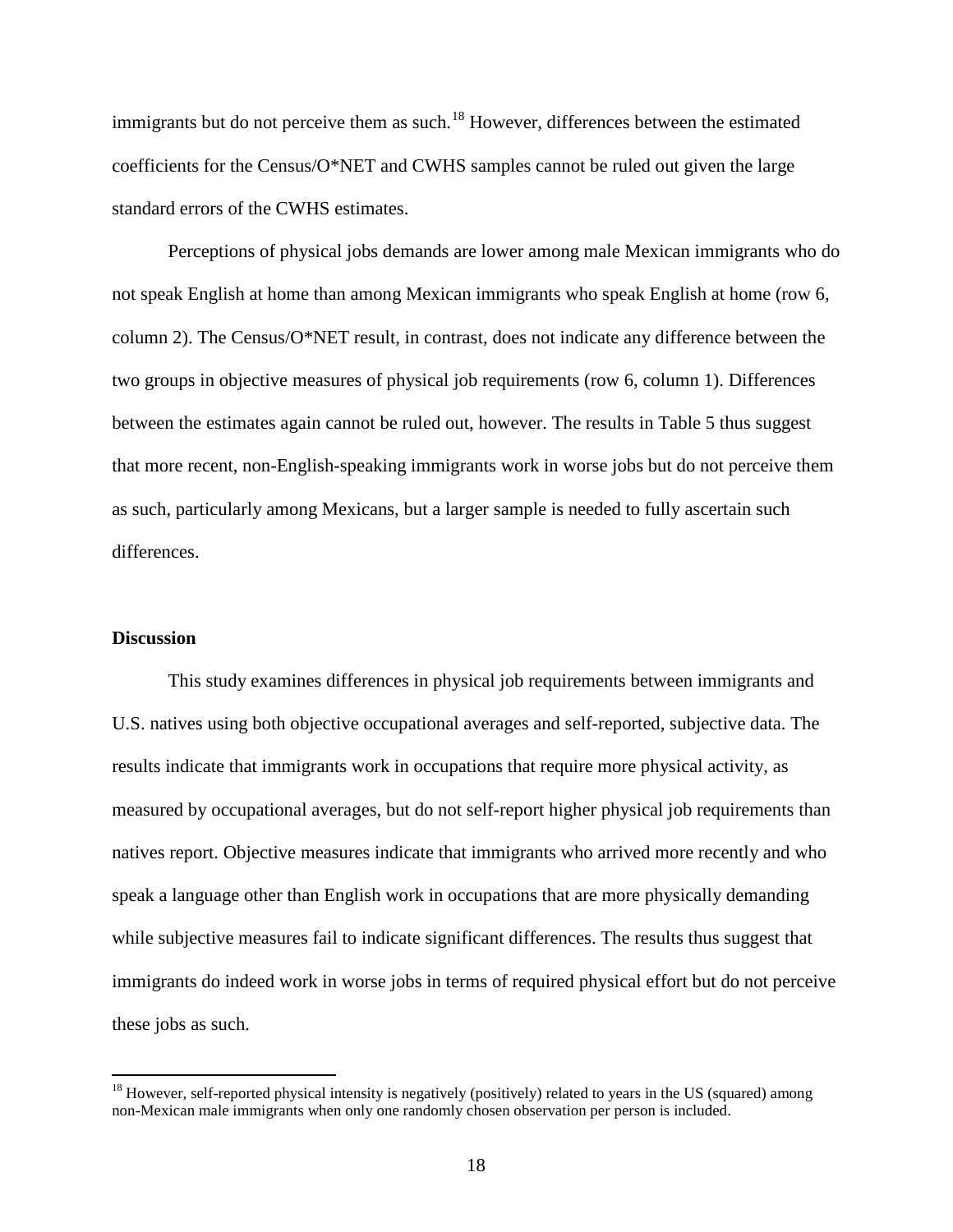immigrants but do not perceive them as such.[18] However, differences between the estimated coefficients for the Census/O*NET and CWHS samples cannot be ruled out given the large standard errors of the CWHS estimates.

Perceptions of physical jobs demands are lower among male Mexican immigrants who do not speak English at home than among Mexican immigrants who speak English at home (row 6, column 2). The Census/O*NET result, in contrast, does not indicate any difference between the two groups in objective measures of physical job requirements (row 6, column 1). Differences between the estimates again cannot be ruled out, however. The results in Table 5 thus suggest that more recent, non-English-speaking immigrants work in worse jobs but do not perceive them as such, particularly among Mexicans, but a larger sample is needed to fully ascertain such differences.

**Discussion**

This study examines differences in physical job requirements between immigrants and U.S. natives using both objective occupational averages and self-reported, subjective data. The results indicate that immigrants work in occupations that require more physical activity, as measured by occupational averages, but do not self-report higher physical job requirements than natives report. Objective measures indicate that immigrants who arrived more recently and who speak a language other than English work in occupations that are more physically demanding while subjective measures fail to indicate significant differences. The results thus suggest that immigrants do indeed work in worse jobs in terms of required physical effort but do not perceive these jobs as such.

[18] However, self-reported physical intensity is negatively (positively) related to years in the US (squared) among non-Mexican male immigrants when only one randomly chosen observation per person is included.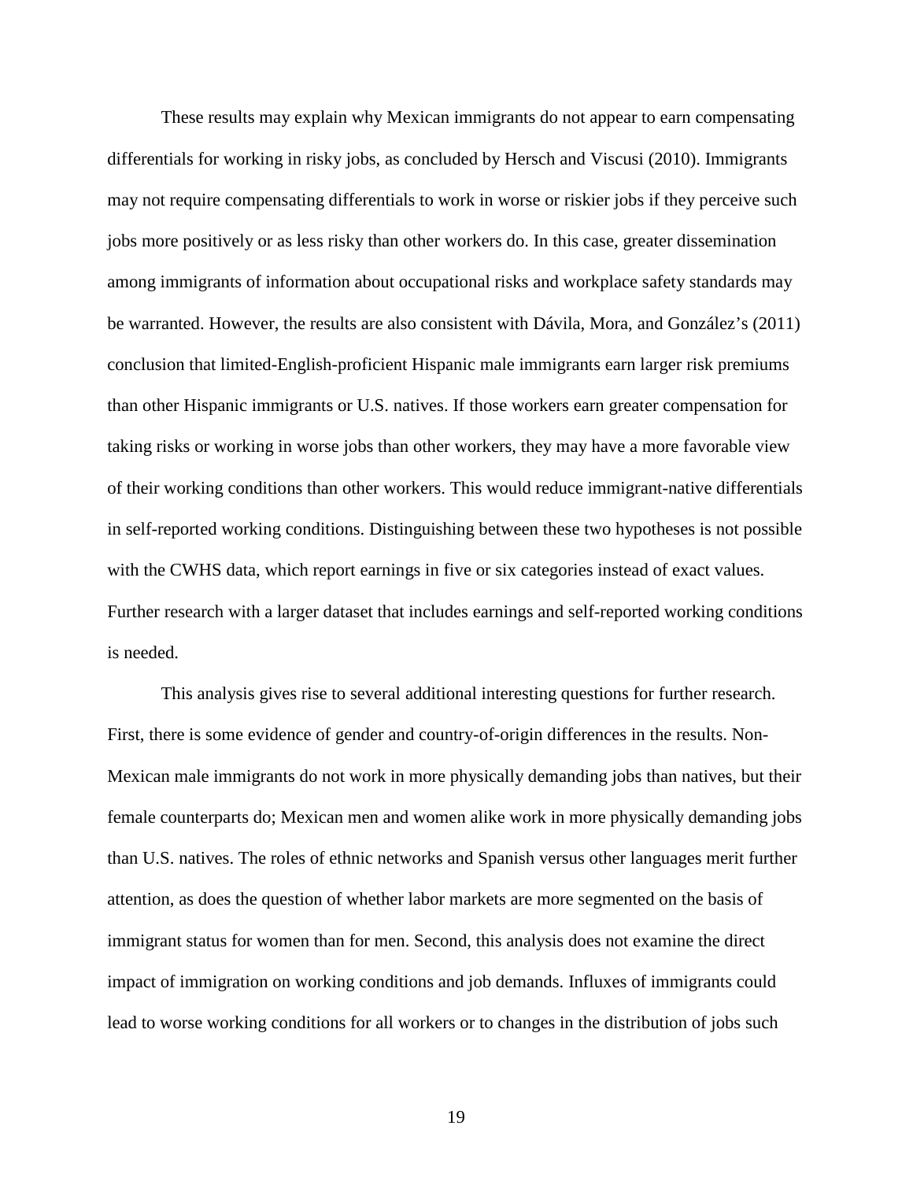These results may explain why Mexican immigrants do not appear to earn compensating differentials for working in risky jobs, as concluded by Hersch and Viscusi (2010). Immigrants may not require compensating differentials to work in worse or riskier jobs if they perceive such jobs more positively or as less risky than other workers do. In this case, greater dissemination among immigrants of information about occupational risks and workplace safety standards may be warranted. However, the results are also consistent with Dávila, Mora, and González's (2011) conclusion that limited-English-proficient Hispanic male immigrants earn larger risk premiums than other Hispanic immigrants or U.S. natives. If those workers earn greater compensation for taking risks or working in worse jobs than other workers, they may have a more favorable view of their working conditions than other workers. This would reduce immigrant-native differentials in self-reported working conditions. Distinguishing between these two hypotheses is not possible with the CWHS data, which report earnings in five or six categories instead of exact values. Further research with a larger dataset that includes earnings and self-reported working conditions is needed.

This analysis gives rise to several additional interesting questions for further research. First, there is some evidence of gender and country-of-origin differences in the results. Non-Mexican male immigrants do not work in more physically demanding jobs than natives, but their female counterparts do; Mexican men and women alike work in more physically demanding jobs than U.S. natives. The roles of ethnic networks and Spanish versus other languages merit further attention, as does the question of whether labor markets are more segmented on the basis of immigrant status for women than for men. Second, this analysis does not examine the direct impact of immigration on working conditions and job demands. Influxes of immigrants could lead to worse working conditions for all workers or to changes in the distribution of jobs such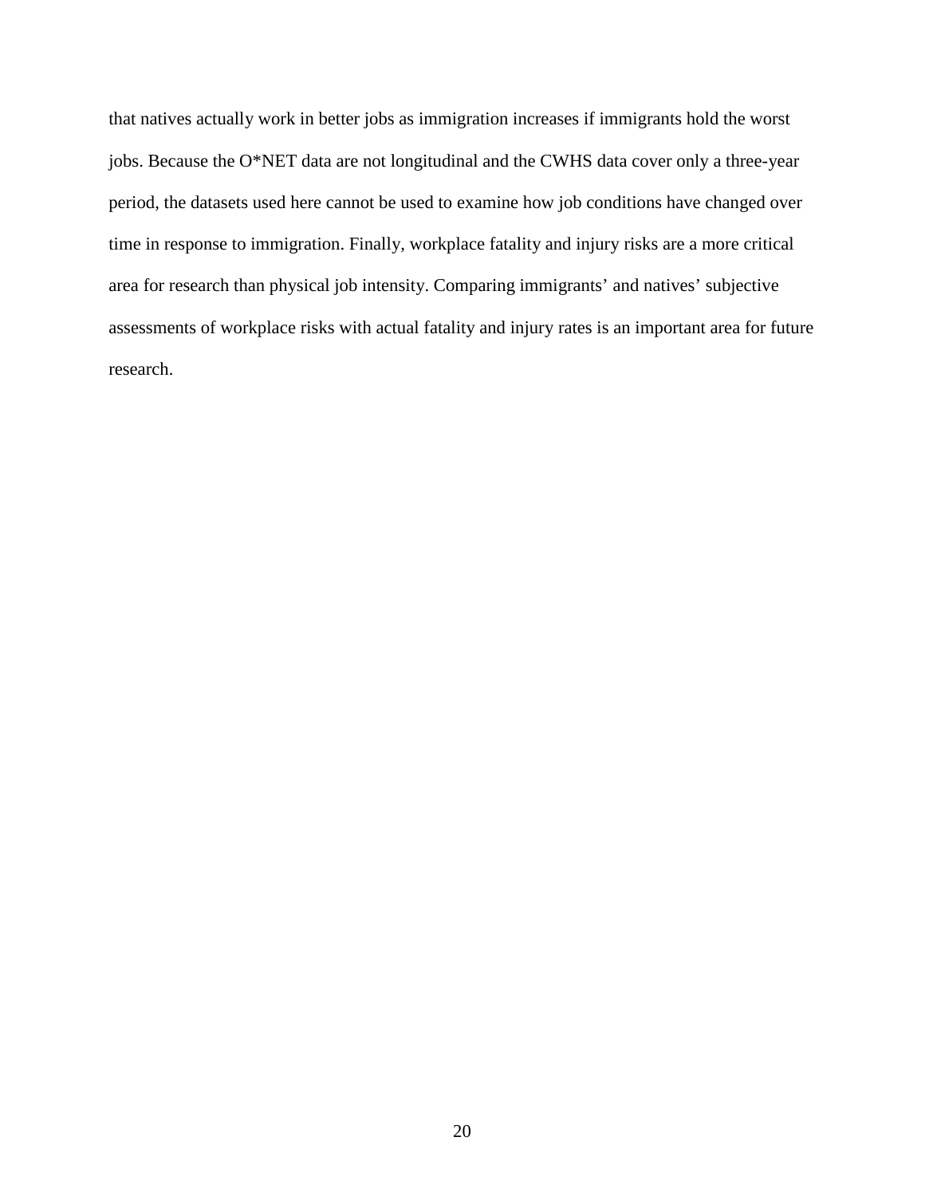that natives actually work in better jobs as immigration increases if immigrants hold the worst jobs. Because the O*NET data are not longitudinal and the CWHS data cover only a three-year period, the datasets used here cannot be used to examine how job conditions have changed over time in response to immigration. Finally, workplace fatality and injury risks are a more critical area for research than physical job intensity. Comparing immigrants' and natives' subjective assessments of workplace risks with actual fatality and injury rates is an important area for future research.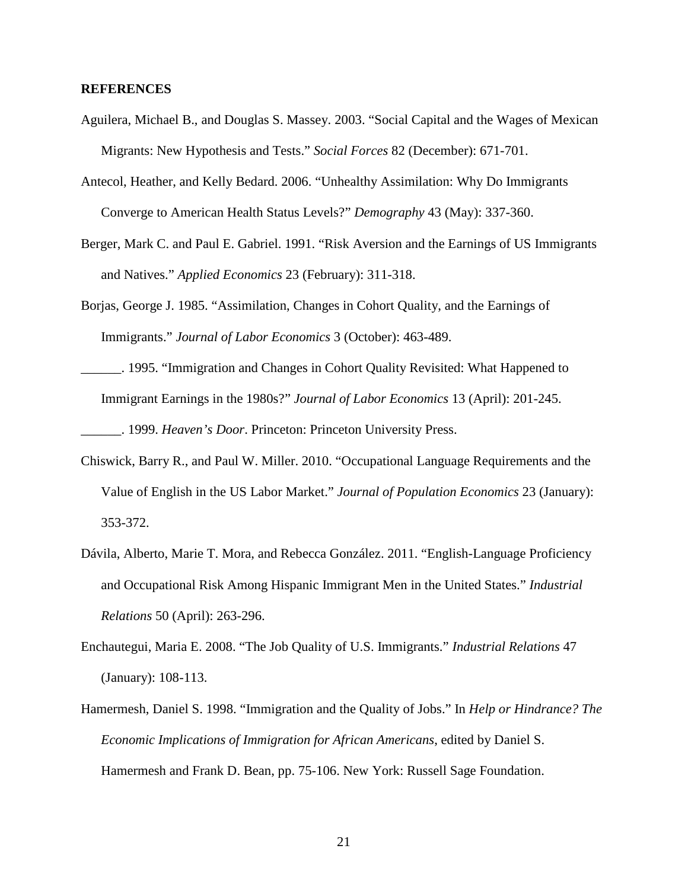**REFERENCES**

Aguilera, Michael B., and Douglas S. Massey. 2003. "Social Capital and the Wages of Mexican Migrants: New Hypothesis and Tests." *Social Forces* 82 (December): 671-701.

Antecol, Heather, and Kelly Bedard. 2006. "Unhealthy Assimilation: Why Do Immigrants Converge to American Health Status Levels?" *Demography* 43 (May): 337-360.

Berger, Mark C. and Paul E. Gabriel. 1991. "Risk Aversion and the Earnings of US Immigrants and Natives." *Applied Economics* 23 (February): 311-318.

Borjas, George J. 1985. "Assimilation, Changes in Cohort Quality, and the Earnings of Immigrants." *Journal of Labor Economics* 3 (October): 463-489.

______. 1995. "Immigration and Changes in Cohort Quality Revisited: What Happened to Immigrant Earnings in the 1980s?" *Journal of Labor Economics* 13 (April): 201-245.

______. 1999. *Heaven's Door*. Princeton: Princeton University Press.

Chiswick, Barry R., and Paul W. Miller. 2010. "Occupational Language Requirements and the Value of English in the US Labor Market." *Journal of Population Economics* 23 (January): 353-372.

Dávila, Alberto, Marie T. Mora, and Rebecca González. 2011. "English-Language Proficiency and Occupational Risk Among Hispanic Immigrant Men in the United States." *Industrial Relations* 50 (April): 263-296.

Enchautegui, Maria E. 2008. "The Job Quality of U.S. Immigrants." *Industrial Relations* 47 (January): 108-113.

Hamermesh, Daniel S. 1998. "Immigration and the Quality of Jobs." In *Help or Hindrance? The Economic Implications of Immigration for African Americans*, edited by Daniel S. Hamermesh and Frank D. Bean, pp. 75-106. New York: Russell Sage Foundation.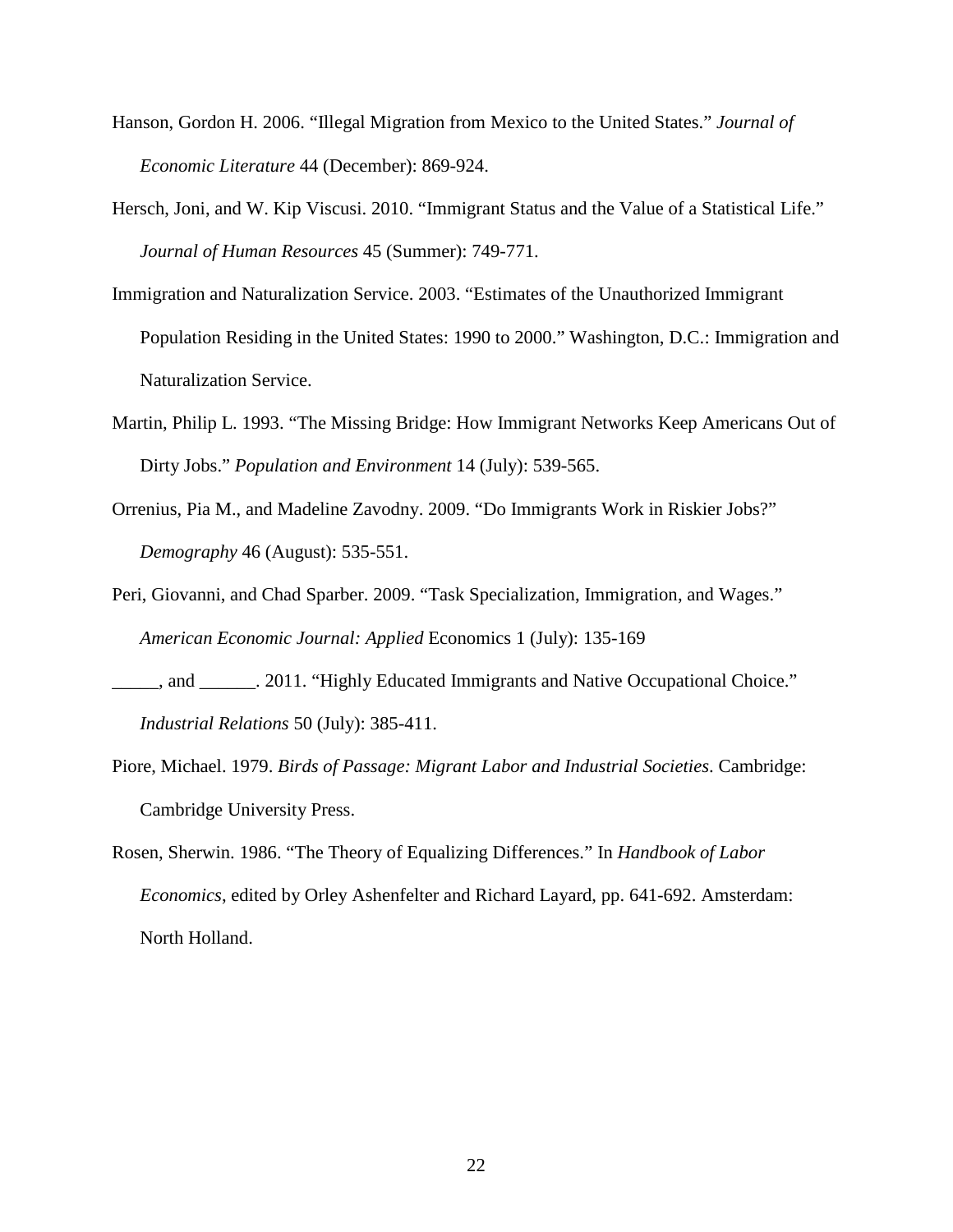Hanson, Gordon H. 2006. "Illegal Migration from Mexico to the United States." *Journal of Economic Literature* 44 (December): 869-924.

Hersch, Joni, and W. Kip Viscusi. 2010. "Immigrant Status and the Value of a Statistical Life." *Journal of Human Resources* 45 (Summer): 749-771.

Immigration and Naturalization Service. 2003. "Estimates of the Unauthorized Immigrant Population Residing in the United States: 1990 to 2000." Washington, D.C.: Immigration and Naturalization Service.

Martin, Philip L. 1993. "The Missing Bridge: How Immigrant Networks Keep Americans Out of Dirty Jobs." *Population and Environment* 14 (July): 539-565.

Orrenius, Pia M., and Madeline Zavodny. 2009. "Do Immigrants Work in Riskier Jobs?" *Demography* 46 (August): 535-551.

Peri, Giovanni, and Chad Sparber. 2009. "Task Specialization, Immigration, and Wages." *American Economic Journal: Applied* Economics 1 (July): 135-169

_____, and ______. 2011. "Highly Educated Immigrants and Native Occupational Choice." *Industrial Relations* 50 (July): 385-411.

Piore, Michael. 1979. *Birds of Passage: Migrant Labor and Industrial Societies*. Cambridge: Cambridge University Press.

Rosen, Sherwin. 1986. "The Theory of Equalizing Differences." In *Handbook of Labor Economics*, edited by Orley Ashenfelter and Richard Layard, pp. 641-692. Amsterdam: North Holland.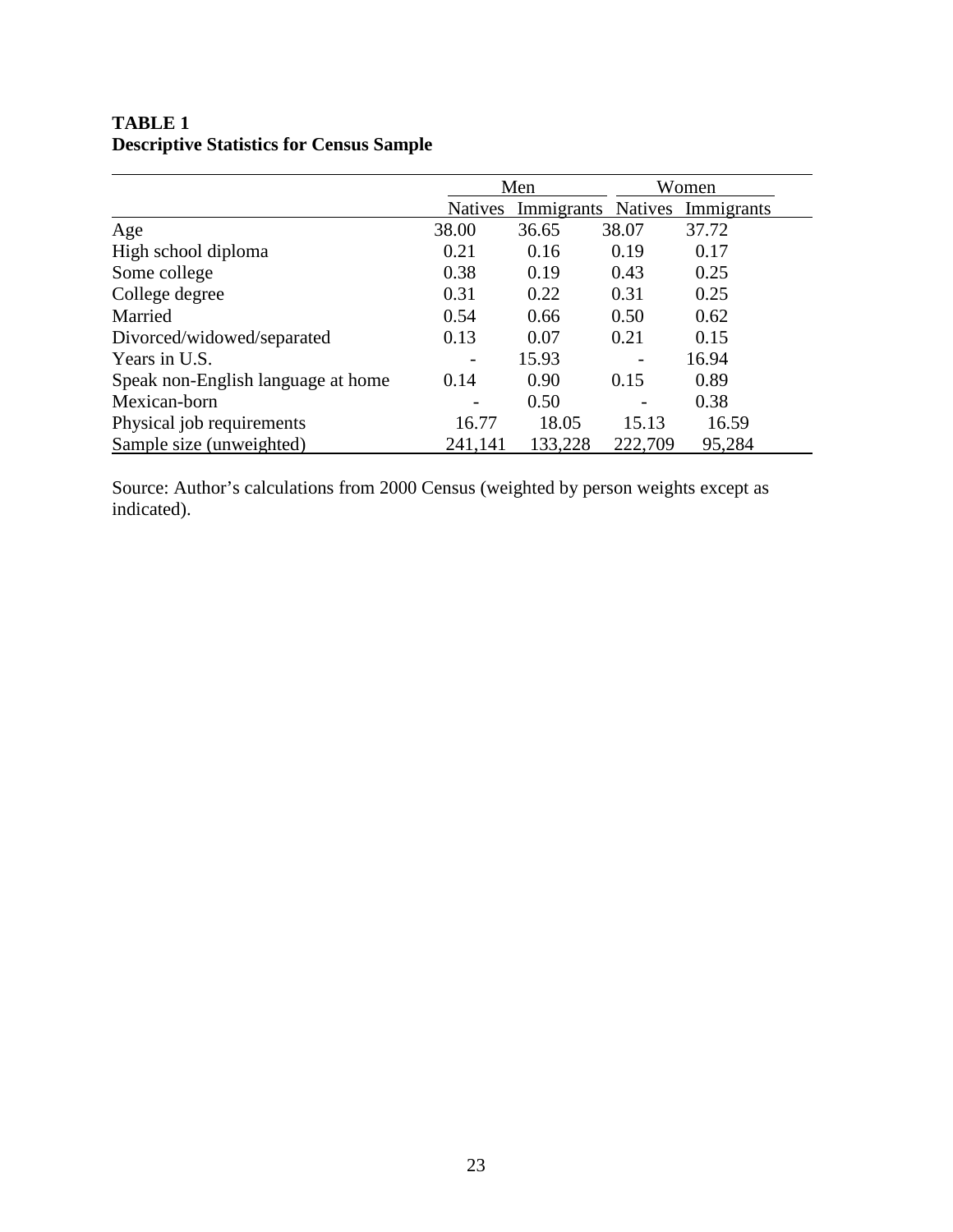**TABLE 1**
**Descriptive Statistics for Census Sample**

| | Men | | Women | |
|---|---|---|---|---|
| | Natives | Immigrants | Natives | Immigrants |
| Age | 38.00 | 36.65 | 38.07 | 37.72 |
| High school diploma | 0.21 | 0.16 | 0.19 | 0.17 |
| Some college | 0.38 | 0.19 | 0.43 | 0.25 |
| College degree | 0.31 | 0.22 | 0.31 | 0.25 |
| Married | 0.54 | 0.66 | 0.50 | 0.62 |
| Divorced/widowed/separated | 0.13 | 0.07 | 0.21 | 0.15 |
| Years in U.S. | - | 15.93 | - | 16.94 |
| Speak non-English language at home | 0.14 | 0.90 | 0.15 | 0.89 |
| Mexican-born | - | 0.50 | - | 0.38 |
| Physical job requirements | 16.77 | 18.05 | 15.13 | 16.59 |
| Sample size (unweighted) | 241,141 | 133,228 | 222,709 | 95,284 |

Source: Author's calculations from 2000 Census (weighted by person weights except as indicated).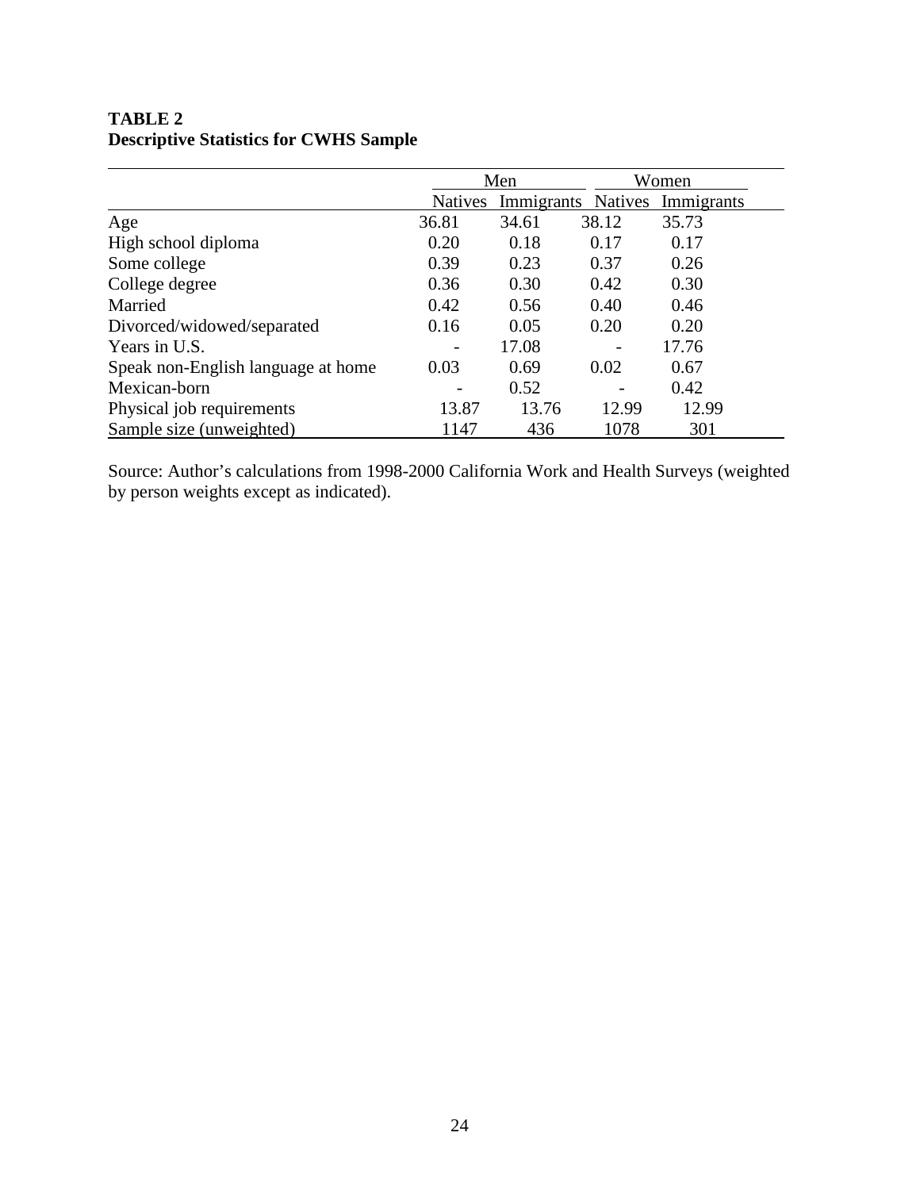**TABLE 2**
**Descriptive Statistics for CWHS Sample**

| | Men | | Women | |
|---|---|---|---|---|
| | Natives | Immigrants | Natives | Immigrants |
| Age | 36.81 | 34.61 | 38.12 | 35.73 |
| High school diploma | 0.20 | 0.18 | 0.17 | 0.17 |
| Some college | 0.39 | 0.23 | 0.37 | 0.26 |
| College degree | 0.36 | 0.30 | 0.42 | 0.30 |
| Married | 0.42 | 0.56 | 0.40 | 0.46 |
| Divorced/widowed/separated | 0.16 | 0.05 | 0.20 | 0.20 |
| Years in U.S. | - | 17.08 | - | 17.76 |
| Speak non-English language at home | 0.03 | 0.69 | 0.02 | 0.67 |
| Mexican-born | - | 0.52 | - | 0.42 |
| Physical job requirements | 13.87 | 13.76 | 12.99 | 12.99 |
| Sample size (unweighted) | 1147 | 436 | 1078 | 301 |

Source: Author's calculations from 1998-2000 California Work and Health Surveys (weighted by person weights except as indicated).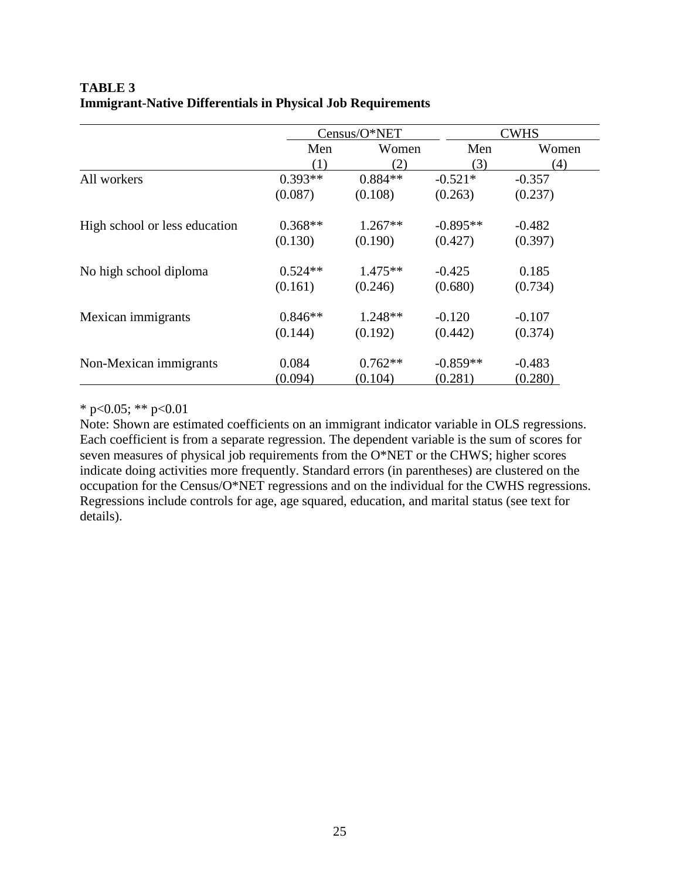**TABLE 3**
**Immigrant-Native Differentials in Physical Job Requirements**

| | Census/O*NET | | CWHS | |
|---|---|---|---|---|
| | Men | Women | Men | Women |
| | (1) | (2) | (3) | (4) |
| All workers | 0.393** | 0.884** | -0.521* | -0.357 |
| | (0.087) | (0.108) | (0.263) | (0.237) |
| High school or less education | 0.368** | 1.267** | -0.895** | -0.482 |
| | (0.130) | (0.190) | (0.427) | (0.397) |
| No high school diploma | 0.524** | 1.475** | -0.425 | 0.185 |
| | (0.161) | (0.246) | (0.680) | (0.734) |
| Mexican immigrants | 0.846** | 1.248** | -0.120 | -0.107 |
| | (0.144) | (0.192) | (0.442) | (0.374) |
| Non-Mexican immigrants | 0.084 | 0.762** | -0.859** | -0.483 |
| | (0.094) | (0.104) | (0.281) | (0.280) |

* p<0.05; ** p<0.01

Note: Shown are estimated coefficients on an immigrant indicator variable in OLS regressions. Each coefficient is from a separate regression. The dependent variable is the sum of scores for seven measures of physical job requirements from the O*NET or the CHWS; higher scores indicate doing activities more frequently. Standard errors (in parentheses) are clustered on the occupation for the Census/O*NET regressions and on the individual for the CWHS regressions. Regressions include controls for age, age squared, education, and marital status (see text for details).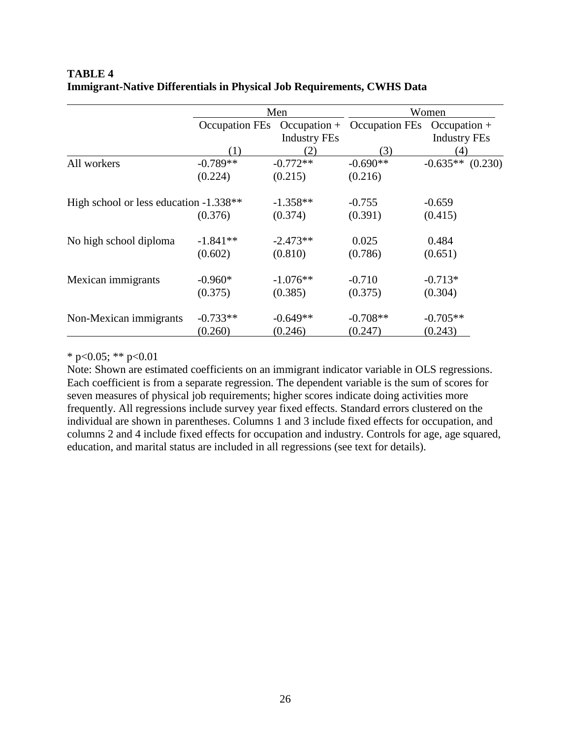**TABLE 4**
**Immigrant-Native Differentials in Physical Job Requirements, CWHS Data**

| | Men | | Women | |
|---|---|---|---|---|
| | Occupation FEs | Occupation + Industry FEs | Occupation FEs | Occupation + Industry FEs |
| | (1) | (2) | (3) | (4) |
| All workers | -0.789** | -0.772** | -0.690** | -0.635** |
| | (0.224) | (0.215) | (0.216) | (0.230) |
| High school or less education | -1.338** | -1.358** | -0.755 | -0.659 |
| | (0.376) | (0.374) | (0.391) | (0.415) |
| No high school diploma | -1.841** | -2.473** | 0.025 | 0.484 |
| | (0.602) | (0.810) | (0.786) | (0.651) |
| Mexican immigrants | -0.960* | -1.076** | -0.710 | -0.713* |
| | (0.375) | (0.385) | (0.375) | (0.304) |
| Non-Mexican immigrants | -0.733** | -0.649** | -0.708** | -0.705** |
| | (0.260) | (0.246) | (0.247) | (0.243) |

* p<0.05; ** p<0.01

Note: Shown are estimated coefficients on an immigrant indicator variable in OLS regressions. Each coefficient is from a separate regression. The dependent variable is the sum of scores for seven measures of physical job requirements; higher scores indicate doing activities more frequently. All regressions include survey year fixed effects. Standard errors clustered on the individual are shown in parentheses. Columns 1 and 3 include fixed effects for occupation, and columns 2 and 4 include fixed effects for occupation and industry. Controls for age, age squared, education, and marital status are included in all regressions (see text for details).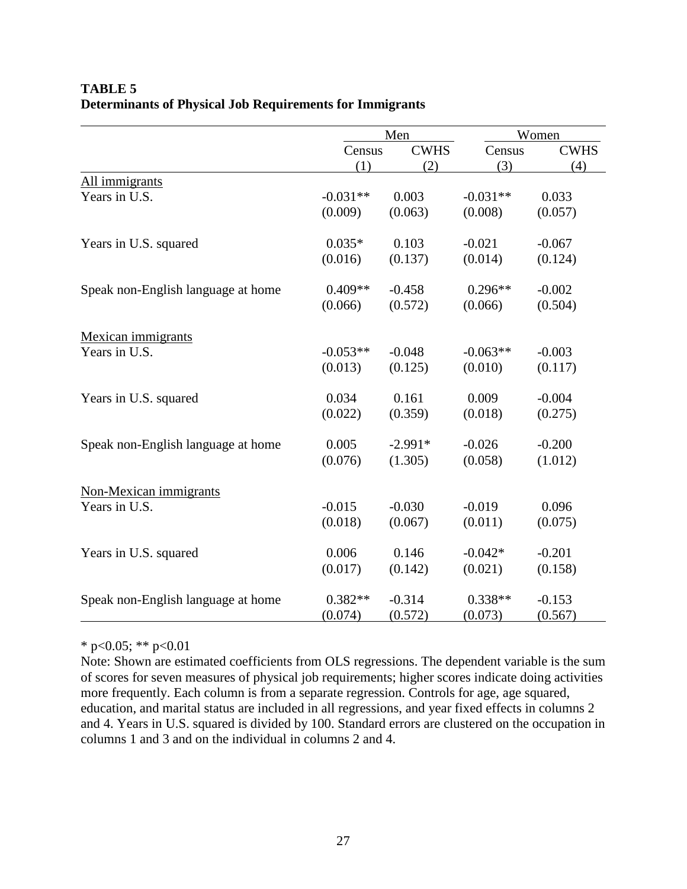**TABLE 5**
**Determinants of Physical Job Requirements for Immigrants**

| | Men | | Women | |
|---|---|---|---|---|
| | Census | CWHS | Census | CWHS |
| | (1) | (2) | (3) | (4) |
| All immigrants | | | | |
| Years in U.S. | -0.031** | 0.003 | -0.031** | 0.033 |
| | (0.009) | (0.063) | (0.008) | (0.057) |
| Years in U.S. squared | 0.035* | 0.103 | -0.021 | -0.067 |
| | (0.016) | (0.137) | (0.014) | (0.124) |
| Speak non-English language at home | 0.409** | -0.458 | 0.296** | -0.002 |
| | (0.066) | (0.572) | (0.066) | (0.504) |
| Mexican immigrants | | | | |
| Years in U.S. | -0.053** | -0.048 | -0.063** | -0.003 |
| | (0.013) | (0.125) | (0.010) | (0.117) |
| Years in U.S. squared | 0.034 | 0.161 | 0.009 | -0.004 |
| | (0.022) | (0.359) | (0.018) | (0.275) |
| Speak non-English language at home | 0.005 | -2.991* | -0.026 | -0.200 |
| | (0.076) | (1.305) | (0.058) | (1.012) |
| Non-Mexican immigrants | | | | |
| Years in U.S. | -0.015 | -0.030 | -0.019 | 0.096 |
| | (0.018) | (0.067) | (0.011) | (0.075) |
| Years in U.S. squared | 0.006 | 0.146 | -0.042* | -0.201 |
| | (0.017) | (0.142) | (0.021) | (0.158) |
| Speak non-English language at home | 0.382** | -0.314 | 0.338** | -0.153 |
| | (0.074) | (0.572) | (0.073) | (0.567) |

* p<0.05; ** p<0.01

Note: Shown are estimated coefficients from OLS regressions. The dependent variable is the sum of scores for seven measures of physical job requirements; higher scores indicate doing activities more frequently. Each column is from a separate regression. Controls for age, age squared, education, and marital status are included in all regressions, and year fixed effects in columns 2 and 4. Years in U.S. squared is divided by 100. Standard errors are clustered on the occupation in columns 1 and 3 and on the individual in columns 2 and 4.